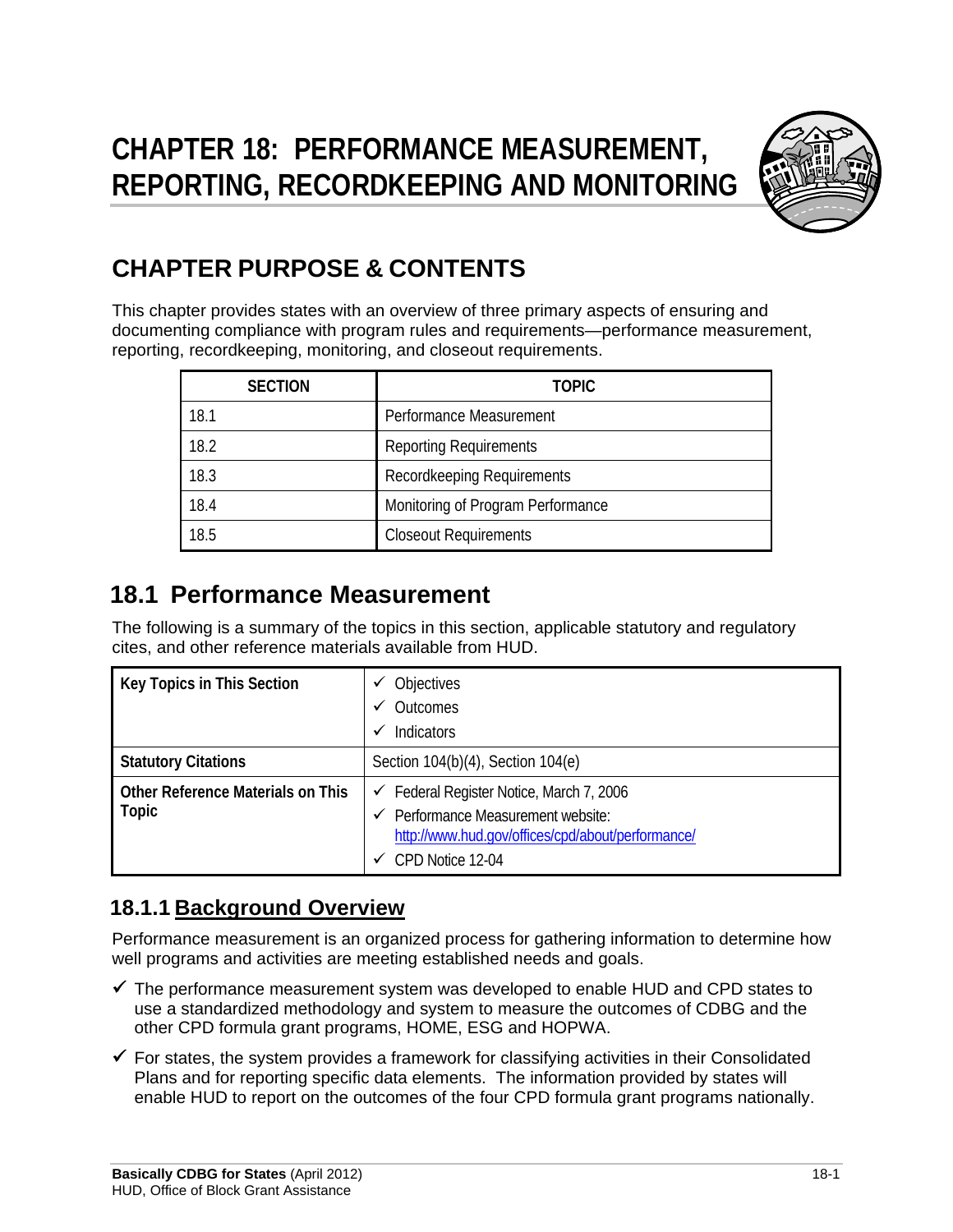# CHAPTER 18: PERFORMANCE MEASUREMENT, REPORTING, RECORDKEEPING AND MONITORING

## CHAPTER PURPOSE & CONTENTS

This chapter provides states with an overview of three primary aspects of ensuring and documenting compliance with program rules and requirements—performance measurement, reporting, recordkeeping, monitoring, and closeout requirements.

| SECTION | TOPIC |
|---|---|
| 18.1 | Performance Measurement |
| 18.2 | Reporting Requirements |
| 18.3 | Recordkeeping Requirements |
| 18.4 | Monitoring of Program Performance |
| 18.5 | Closeout Requirements |

## 18.1 Performance Measurement

The following is a summary of the topics in this section, applicable statutory and regulatory cites, and other reference materials available from HUD.

| | |
|---|---|
| **Key Topics in This Section** | ✓ Objectives<br>✓ Outcomes<br>✓ Indicators |
| **Statutory Citations** | Section 104(b)(4), Section 104(e) |
| **Other Reference Materials on This Topic** | ✓ Federal Register Notice, March 7, 2006<br>✓ Performance Measurement website: http://www.hud.gov/offices/cpd/about/performance/<br>✓ CPD Notice 12-04 |

### 18.1.1 Background Overview

Performance measurement is an organized process for gathering information to determine how well programs and activities are meeting established needs and goals.

- ✓ The performance measurement system was developed to enable HUD and CPD states to use a standardized methodology and system to measure the outcomes of CDBG and the other CPD formula grant programs, HOME, ESG and HOPWA.
- ✓ For states, the system provides a framework for classifying activities in their Consolidated Plans and for reporting specific data elements. The information provided by states will enable HUD to report on the outcomes of the four CPD formula grant programs nationally.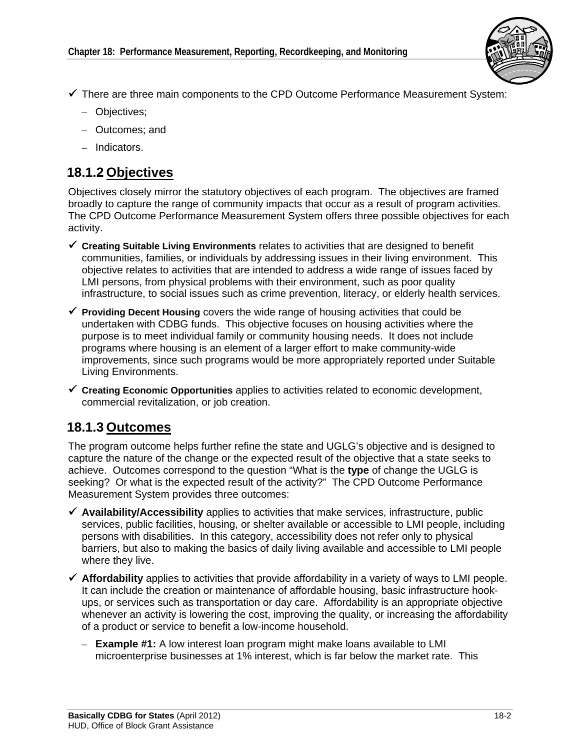- There are three main components to the CPD Outcome Performance Measurement System:
  - Objectives;
  - Outcomes; and
  - Indicators.

## 18.1.2 Objectives

Objectives closely mirror the statutory objectives of each program. The objectives are framed broadly to capture the range of community impacts that occur as a result of program activities. The CPD Outcome Performance Measurement System offers three possible objectives for each activity.

- **Creating Suitable Living Environments** relates to activities that are designed to benefit communities, families, or individuals by addressing issues in their living environment. This objective relates to activities that are intended to address a wide range of issues faced by LMI persons, from physical problems with their environment, such as poor quality infrastructure, to social issues such as crime prevention, literacy, or elderly health services.
- **Providing Decent Housing** covers the wide range of housing activities that could be undertaken with CDBG funds. This objective focuses on housing activities where the purpose is to meet individual family or community housing needs. It does not include programs where housing is an element of a larger effort to make community-wide improvements, since such programs would be more appropriately reported under Suitable Living Environments.
- **Creating Economic Opportunities** applies to activities related to economic development, commercial revitalization, or job creation.

## 18.1.3 Outcomes

The program outcome helps further refine the state and UGLG's objective and is designed to capture the nature of the change or the expected result of the objective that a state seeks to achieve. Outcomes correspond to the question "What is the **type** of change the UGLG is seeking? Or what is the expected result of the activity?" The CPD Outcome Performance Measurement System provides three outcomes:

- **Availability/Accessibility** applies to activities that make services, infrastructure, public services, public facilities, housing, or shelter available or accessible to LMI people, including persons with disabilities. In this category, accessibility does not refer only to physical barriers, but also to making the basics of daily living available and accessible to LMI people where they live.
- **Affordability** applies to activities that provide affordability in a variety of ways to LMI people. It can include the creation or maintenance of affordable housing, basic infrastructure hook-ups, or services such as transportation or day care. Affordability is an appropriate objective whenever an activity is lowering the cost, improving the quality, or increasing the affordability of a product or service to benefit a low-income household.
  - **Example #1:** A low interest loan program might make loans available to LMI microenterprise businesses at 1% interest, which is far below the market rate. This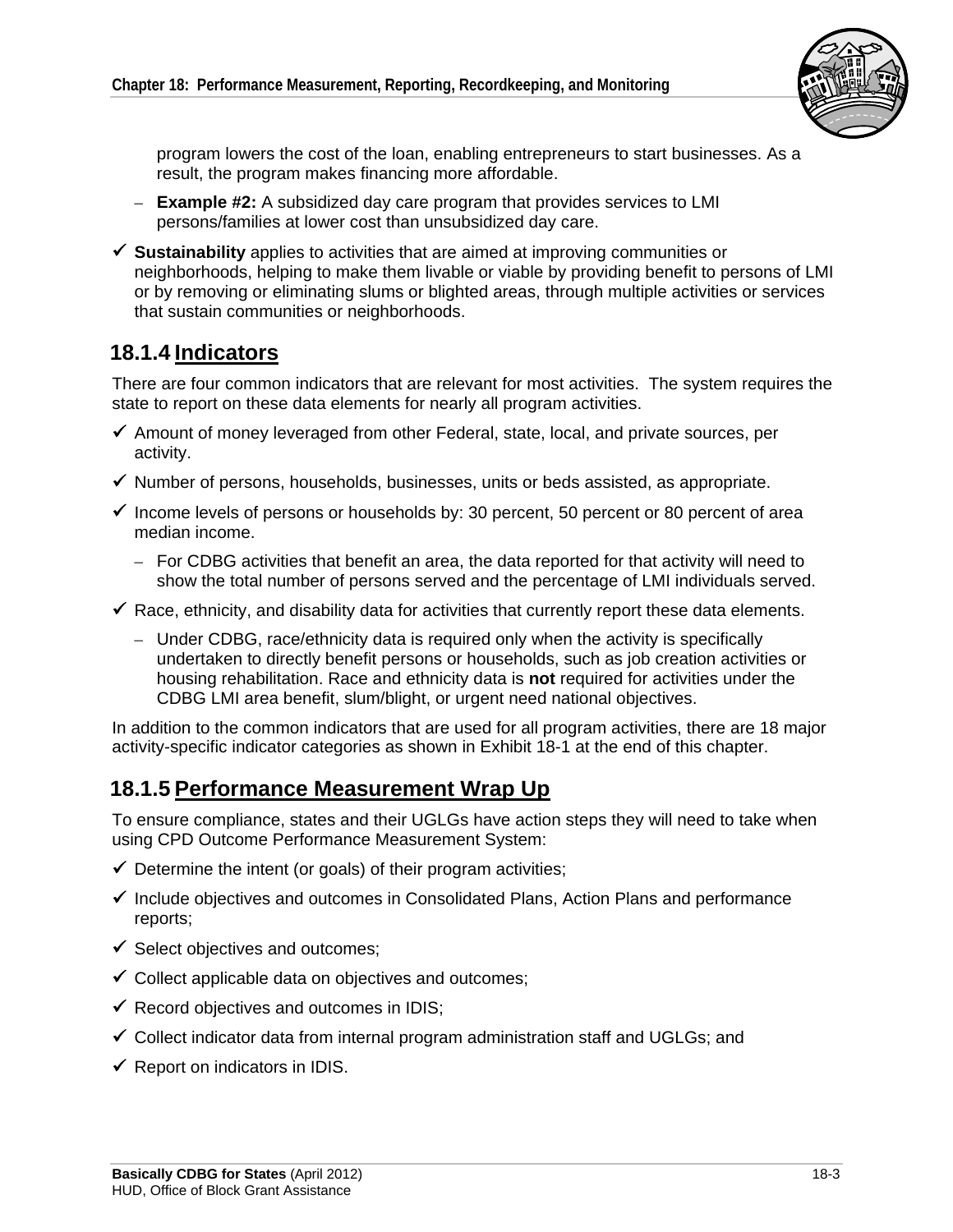program lowers the cost of the loan, enabling entrepreneurs to start businesses. As a result, the program makes financing more affordable.

  - **Example #2:** A subsidized day care program that provides services to LMI persons/families at lower cost than unsubsidized day care.

- ✓ **Sustainability** applies to activities that are aimed at improving communities or neighborhoods, helping to make them livable or viable by providing benefit to persons of LMI or by removing or eliminating slums or blighted areas, through multiple activities or services that sustain communities or neighborhoods.

## 18.1.4 Indicators

There are four common indicators that are relevant for most activities. The system requires the state to report on these data elements for nearly all program activities.

- ✓ Amount of money leveraged from other Federal, state, local, and private sources, per activity.
- ✓ Number of persons, households, businesses, units or beds assisted, as appropriate.
- ✓ Income levels of persons or households by: 30 percent, 50 percent or 80 percent of area median income.
  - For CDBG activities that benefit an area, the data reported for that activity will need to show the total number of persons served and the percentage of LMI individuals served.
- ✓ Race, ethnicity, and disability data for activities that currently report these data elements.
  - Under CDBG, race/ethnicity data is required only when the activity is specifically undertaken to directly benefit persons or households, such as job creation activities or housing rehabilitation. Race and ethnicity data is **not** required for activities under the CDBG LMI area benefit, slum/blight, or urgent need national objectives.

In addition to the common indicators that are used for all program activities, there are 18 major activity-specific indicator categories as shown in Exhibit 18-1 at the end of this chapter.

## 18.1.5 Performance Measurement Wrap Up

To ensure compliance, states and their UGLGs have action steps they will need to take when using CPD Outcome Performance Measurement System:

- ✓ Determine the intent (or goals) of their program activities;
- ✓ Include objectives and outcomes in Consolidated Plans, Action Plans and performance reports;
- ✓ Select objectives and outcomes;
- ✓ Collect applicable data on objectives and outcomes;
- ✓ Record objectives and outcomes in IDIS;
- ✓ Collect indicator data from internal program administration staff and UGLGs; and
- ✓ Report on indicators in IDIS.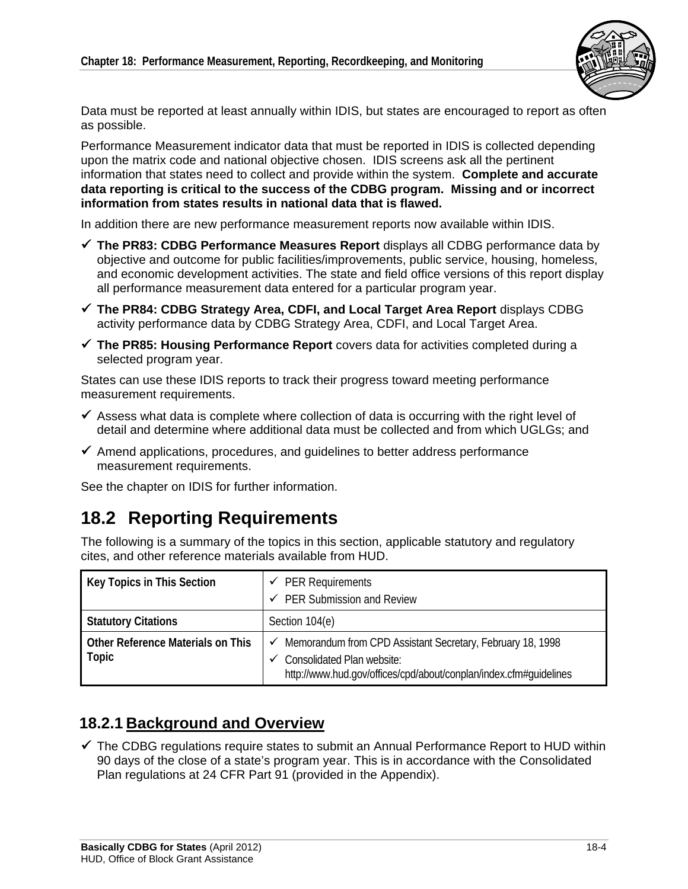Data must be reported at least annually within IDIS, but states are encouraged to report as often as possible.

Performance Measurement indicator data that must be reported in IDIS is collected depending upon the matrix code and national objective chosen. IDIS screens ask all the pertinent information that states need to collect and provide within the system. **Complete and accurate data reporting is critical to the success of the CDBG program. Missing and or incorrect information from states results in national data that is flawed.**

In addition there are new performance measurement reports now available within IDIS.

- ✓ **The PR83: CDBG Performance Measures Report** displays all CDBG performance data by objective and outcome for public facilities/improvements, public service, housing, homeless, and economic development activities. The state and field office versions of this report display all performance measurement data entered for a particular program year.
- ✓ **The PR84: CDBG Strategy Area, CDFI, and Local Target Area Report** displays CDBG activity performance data by CDBG Strategy Area, CDFI, and Local Target Area.
- ✓ **The PR85: Housing Performance Report** covers data for activities completed during a selected program year.

States can use these IDIS reports to track their progress toward meeting performance measurement requirements.

- ✓ Assess what data is complete where collection of data is occurring with the right level of detail and determine where additional data must be collected and from which UGLGs; and
- ✓ Amend applications, procedures, and guidelines to better address performance measurement requirements.

See the chapter on IDIS for further information.

## 18.2 Reporting Requirements

The following is a summary of the topics in this section, applicable statutory and regulatory cites, and other reference materials available from HUD.

| Key Topics in This Section | ✓ PER Requirements<br>✓ PER Submission and Review |
|---|---|
| **Statutory Citations** | Section 104(e) |
| **Other Reference Materials on This Topic** | ✓ Memorandum from CPD Assistant Secretary, February 18, 1998<br>✓ Consolidated Plan website: http://www.hud.gov/offices/cpd/about/conplan/index.cfm#guidelines |

### 18.2.1 Background and Overview

- ✓ The CDBG regulations require states to submit an Annual Performance Report to HUD within 90 days of the close of a state's program year. This is in accordance with the Consolidated Plan regulations at 24 CFR Part 91 (provided in the Appendix).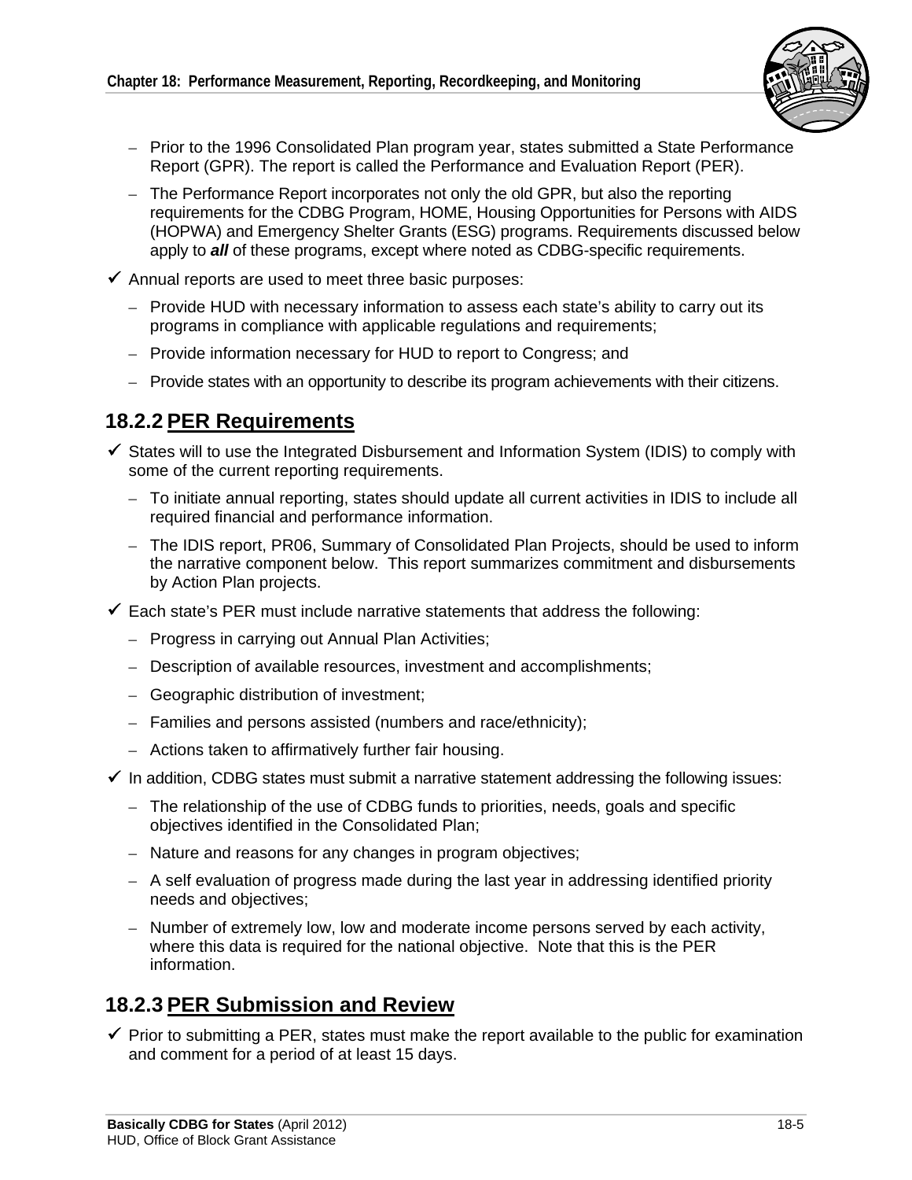- Prior to the 1996 Consolidated Plan program year, states submitted a State Performance Report (GPR). The report is called the Performance and Evaluation Report (PER).
  - The Performance Report incorporates not only the old GPR, but also the reporting requirements for the CDBG Program, HOME, Housing Opportunities for Persons with AIDS (HOPWA) and Emergency Shelter Grants (ESG) programs. Requirements discussed below apply to ***all*** of these programs, except where noted as CDBG-specific requirements.

- ✓ Annual reports are used to meet three basic purposes:
  - Provide HUD with necessary information to assess each state's ability to carry out its programs in compliance with applicable regulations and requirements;
  - Provide information necessary for HUD to report to Congress; and
  - Provide states with an opportunity to describe its program achievements with their citizens.

## 18.2.2 PER Requirements

- ✓ States will to use the Integrated Disbursement and Information System (IDIS) to comply with some of the current reporting requirements.
  - To initiate annual reporting, states should update all current activities in IDIS to include all required financial and performance information.
  - The IDIS report, PR06, Summary of Consolidated Plan Projects, should be used to inform the narrative component below. This report summarizes commitment and disbursements by Action Plan projects.
- ✓ Each state's PER must include narrative statements that address the following:
  - Progress in carrying out Annual Plan Activities;
  - Description of available resources, investment and accomplishments;
  - Geographic distribution of investment;
  - Families and persons assisted (numbers and race/ethnicity);
  - Actions taken to affirmatively further fair housing.
- ✓ In addition, CDBG states must submit a narrative statement addressing the following issues:
  - The relationship of the use of CDBG funds to priorities, needs, goals and specific objectives identified in the Consolidated Plan;
  - Nature and reasons for any changes in program objectives;
  - A self evaluation of progress made during the last year in addressing identified priority needs and objectives;
  - Number of extremely low, low and moderate income persons served by each activity, where this data is required for the national objective. Note that this is the PER information.

## 18.2.3 PER Submission and Review

- ✓ Prior to submitting a PER, states must make the report available to the public for examination and comment for a period of at least 15 days.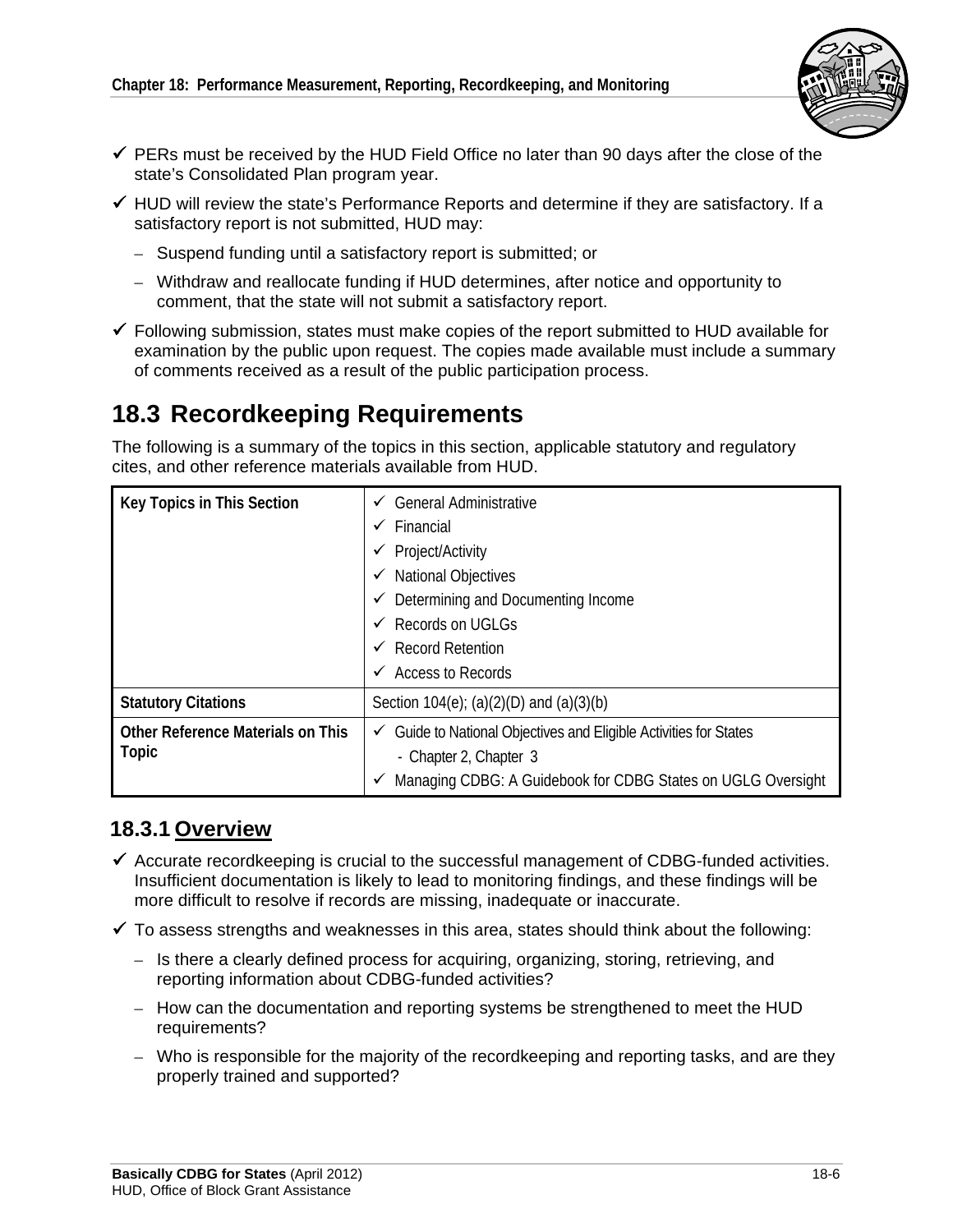- ✓ PERs must be received by the HUD Field Office no later than 90 days after the close of the state's Consolidated Plan program year.
- ✓ HUD will review the state's Performance Reports and determine if they are satisfactory. If a satisfactory report is not submitted, HUD may:
  - Suspend funding until a satisfactory report is submitted; or
  - Withdraw and reallocate funding if HUD determines, after notice and opportunity to comment, that the state will not submit a satisfactory report.
- ✓ Following submission, states must make copies of the report submitted to HUD available for examination by the public upon request. The copies made available must include a summary of comments received as a result of the public participation process.

## 18.3 Recordkeeping Requirements

The following is a summary of the topics in this section, applicable statutory and regulatory cites, and other reference materials available from HUD.

| Key Topics in This Section | ✓ General Administrative<br>✓ Financial<br>✓ Project/Activity<br>✓ National Objectives<br>✓ Determining and Documenting Income<br>✓ Records on UGLGs<br>✓ Record Retention<br>✓ Access to Records |
|---|---|
| **Statutory Citations** | Section 104(e); (a)(2)(D) and (a)(3)(b) |
| **Other Reference Materials on This Topic** | ✓ Guide to National Objectives and Eligible Activities for States<br>- Chapter 2, Chapter 3<br>✓ Managing CDBG: A Guidebook for CDBG States on UGLG Oversight |

### 18.3.1 Overview

- ✓ Accurate recordkeeping is crucial to the successful management of CDBG-funded activities. Insufficient documentation is likely to lead to monitoring findings, and these findings will be more difficult to resolve if records are missing, inadequate or inaccurate.
- ✓ To assess strengths and weaknesses in this area, states should think about the following:
  - Is there a clearly defined process for acquiring, organizing, storing, retrieving, and reporting information about CDBG-funded activities?
  - How can the documentation and reporting systems be strengthened to meet the HUD requirements?
  - Who is responsible for the majority of the recordkeeping and reporting tasks, and are they properly trained and supported?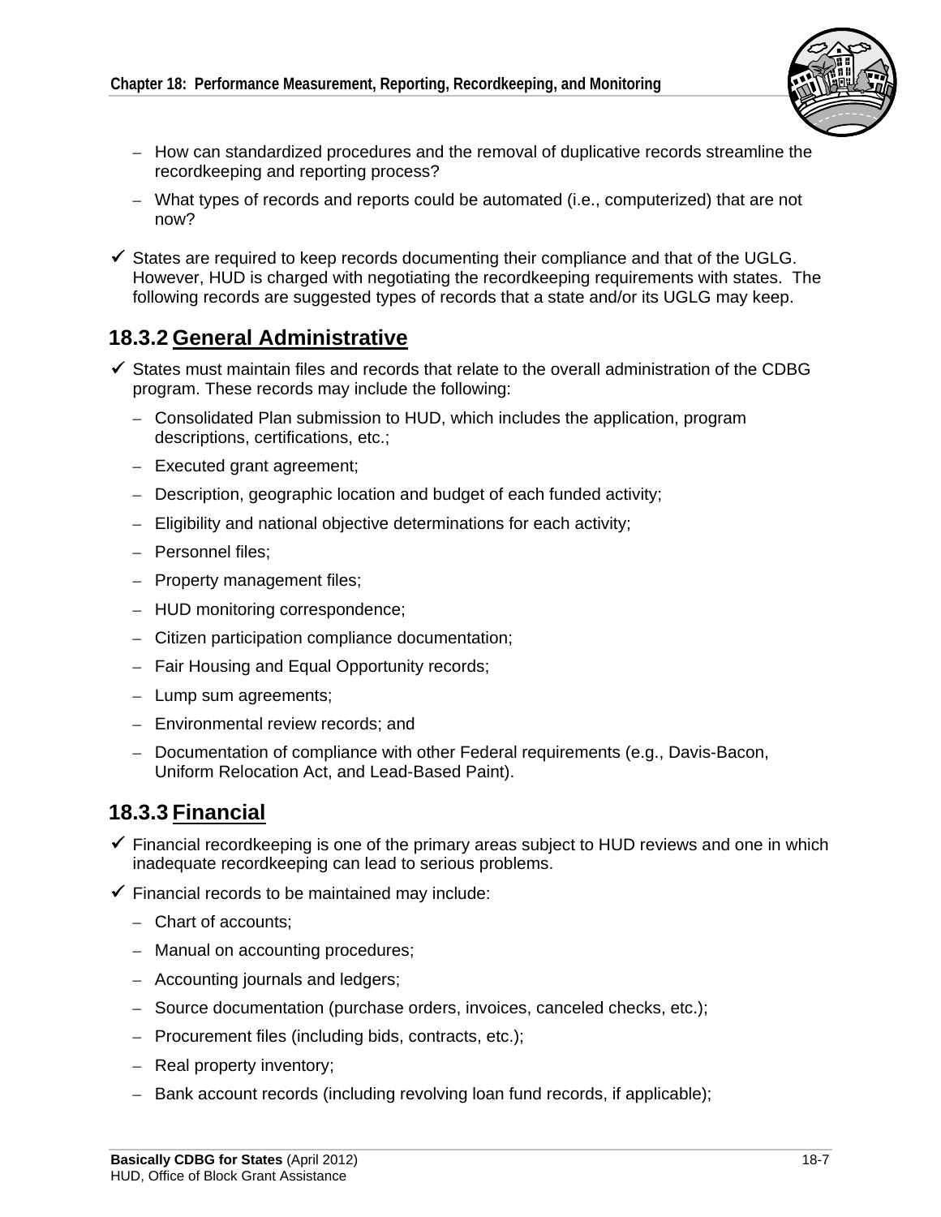- How can standardized procedures and the removal of duplicative records streamline the recordkeeping and reporting process?
  - What types of records and reports could be automated (i.e., computerized) that are not now?

- ✓ States are required to keep records documenting their compliance and that of the UGLG. However, HUD is charged with negotiating the recordkeeping requirements with states. The following records are suggested types of records that a state and/or its UGLG may keep.

## 18.3.2 General Administrative

- ✓ States must maintain files and records that relate to the overall administration of the CDBG program. These records may include the following:
  - Consolidated Plan submission to HUD, which includes the application, program descriptions, certifications, etc.;
  - Executed grant agreement;
  - Description, geographic location and budget of each funded activity;
  - Eligibility and national objective determinations for each activity;
  - Personnel files;
  - Property management files;
  - HUD monitoring correspondence;
  - Citizen participation compliance documentation;
  - Fair Housing and Equal Opportunity records;
  - Lump sum agreements;
  - Environmental review records; and
  - Documentation of compliance with other Federal requirements (e.g., Davis-Bacon, Uniform Relocation Act, and Lead-Based Paint).

## 18.3.3 Financial

- ✓ Financial recordkeeping is one of the primary areas subject to HUD reviews and one in which inadequate recordkeeping can lead to serious problems.
- ✓ Financial records to be maintained may include:
  - Chart of accounts;
  - Manual on accounting procedures;
  - Accounting journals and ledgers;
  - Source documentation (purchase orders, invoices, canceled checks, etc.);
  - Procurement files (including bids, contracts, etc.);
  - Real property inventory;
  - Bank account records (including revolving loan fund records, if applicable);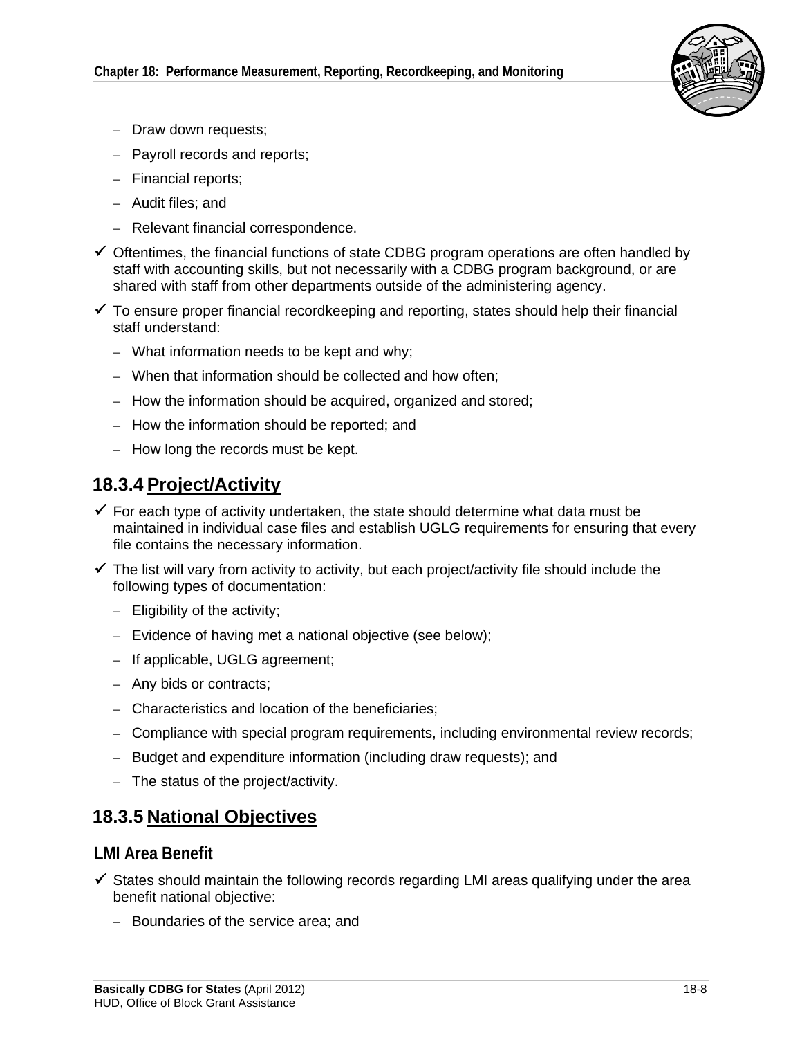- Draw down requests;
  - Payroll records and reports;
  - Financial reports;
  - Audit files; and
  - Relevant financial correspondence.
- ✓ Oftentimes, the financial functions of state CDBG program operations are often handled by staff with accounting skills, but not necessarily with a CDBG program background, or are shared with staff from other departments outside of the administering agency.
- ✓ To ensure proper financial recordkeeping and reporting, states should help their financial staff understand:
  - What information needs to be kept and why;
  - When that information should be collected and how often;
  - How the information should be acquired, organized and stored;
  - How the information should be reported; and
  - How long the records must be kept.

## 18.3.4 Project/Activity

- ✓ For each type of activity undertaken, the state should determine what data must be maintained in individual case files and establish UGLG requirements for ensuring that every file contains the necessary information.
- ✓ The list will vary from activity to activity, but each project/activity file should include the following types of documentation:
  - Eligibility of the activity;
  - Evidence of having met a national objective (see below);
  - If applicable, UGLG agreement;
  - Any bids or contracts;
  - Characteristics and location of the beneficiaries;
  - Compliance with special program requirements, including environmental review records;
  - Budget and expenditure information (including draw requests); and
  - The status of the project/activity.

## 18.3.5 National Objectives

### LMI Area Benefit

- ✓ States should maintain the following records regarding LMI areas qualifying under the area benefit national objective:
  - Boundaries of the service area; and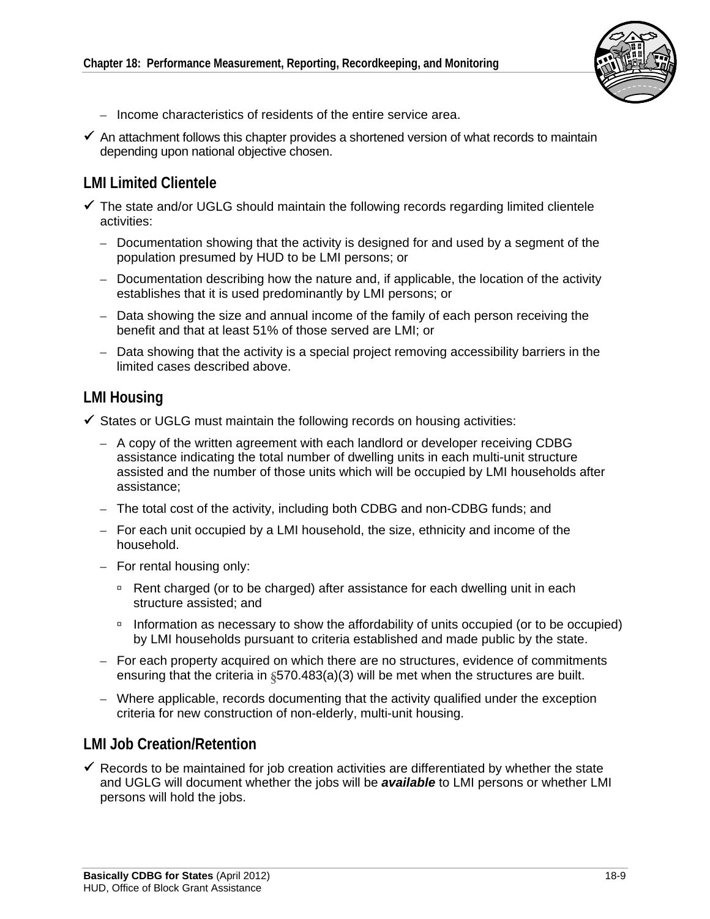- Income characteristics of residents of the entire service area.
- ✓ An attachment follows this chapter provides a shortened version of what records to maintain depending upon national objective chosen.

## LMI Limited Clientele

- ✓ The state and/or UGLG should maintain the following records regarding limited clientele activities:
  - Documentation showing that the activity is designed for and used by a segment of the population presumed by HUD to be LMI persons; or
  - Documentation describing how the nature and, if applicable, the location of the activity establishes that it is used predominantly by LMI persons; or
  - Data showing the size and annual income of the family of each person receiving the benefit and that at least 51% of those served are LMI; or
  - Data showing that the activity is a special project removing accessibility barriers in the limited cases described above.

## LMI Housing

- ✓ States or UGLG must maintain the following records on housing activities:
  - A copy of the written agreement with each landlord or developer receiving CDBG assistance indicating the total number of dwelling units in each multi-unit structure assisted and the number of those units which will be occupied by LMI households after assistance;
  - The total cost of the activity, including both CDBG and non-CDBG funds; and
  - For each unit occupied by a LMI household, the size, ethnicity and income of the household.
  - For rental housing only:
    - Rent charged (or to be charged) after assistance for each dwelling unit in each structure assisted; and
    - Information as necessary to show the affordability of units occupied (or to be occupied) by LMI households pursuant to criteria established and made public by the state.
  - For each property acquired on which there are no structures, evidence of commitments ensuring that the criteria in §570.483(a)(3) will be met when the structures are built.
  - Where applicable, records documenting that the activity qualified under the exception criteria for new construction of non-elderly, multi-unit housing.

## LMI Job Creation/Retention

- ✓ Records to be maintained for job creation activities are differentiated by whether the state and UGLG will document whether the jobs will be ***available*** to LMI persons or whether LMI persons will hold the jobs.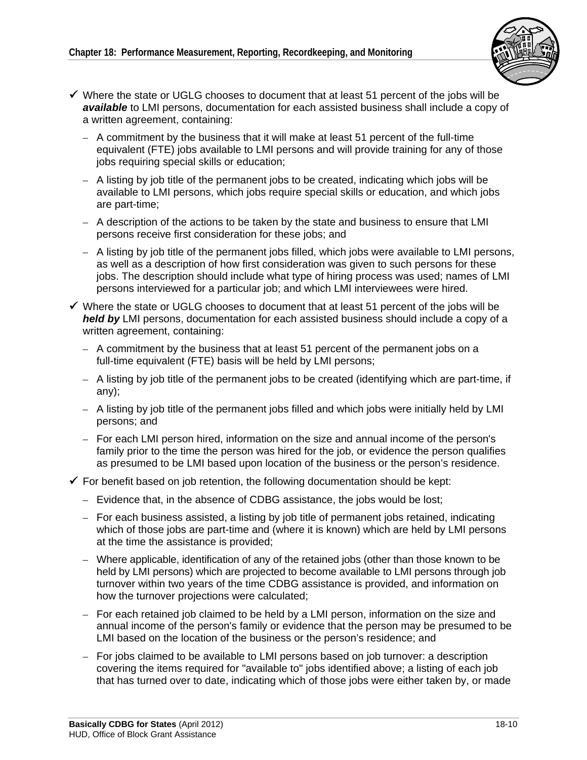- ✓ Where the state or UGLG chooses to document that at least 51 percent of the jobs will be ***available*** to LMI persons, documentation for each assisted business shall include a copy of a written agreement, containing:
  - A commitment by the business that it will make at least 51 percent of the full-time equivalent (FTE) jobs available to LMI persons and will provide training for any of those jobs requiring special skills or education;
  - A listing by job title of the permanent jobs to be created, indicating which jobs will be available to LMI persons, which jobs require special skills or education, and which jobs are part-time;
  - A description of the actions to be taken by the state and business to ensure that LMI persons receive first consideration for these jobs; and
  - A listing by job title of the permanent jobs filled, which jobs were available to LMI persons, as well as a description of how first consideration was given to such persons for these jobs. The description should include what type of hiring process was used; names of LMI persons interviewed for a particular job; and which LMI interviewees were hired.
- ✓ Where the state or UGLG chooses to document that at least 51 percent of the jobs will be ***held by*** LMI persons, documentation for each assisted business should include a copy of a written agreement, containing:
  - A commitment by the business that at least 51 percent of the permanent jobs on a full-time equivalent (FTE) basis will be held by LMI persons;
  - A listing by job title of the permanent jobs to be created (identifying which are part-time, if any);
  - A listing by job title of the permanent jobs filled and which jobs were initially held by LMI persons; and
  - For each LMI person hired, information on the size and annual income of the person's family prior to the time the person was hired for the job, or evidence the person qualifies as presumed to be LMI based upon location of the business or the person's residence.
- ✓ For benefit based on job retention, the following documentation should be kept:
  - Evidence that, in the absence of CDBG assistance, the jobs would be lost;
  - For each business assisted, a listing by job title of permanent jobs retained, indicating which of those jobs are part-time and (where it is known) which are held by LMI persons at the time the assistance is provided;
  - Where applicable, identification of any of the retained jobs (other than those known to be held by LMI persons) which are projected to become available to LMI persons through job turnover within two years of the time CDBG assistance is provided, and information on how the turnover projections were calculated;
  - For each retained job claimed to be held by a LMI person, information on the size and annual income of the person's family or evidence that the person may be presumed to be LMI based on the location of the business or the person's residence; and
  - For jobs claimed to be available to LMI persons based on job turnover: a description covering the items required for "available to" jobs identified above; a listing of each job that has turned over to date, indicating which of those jobs were either taken by, or made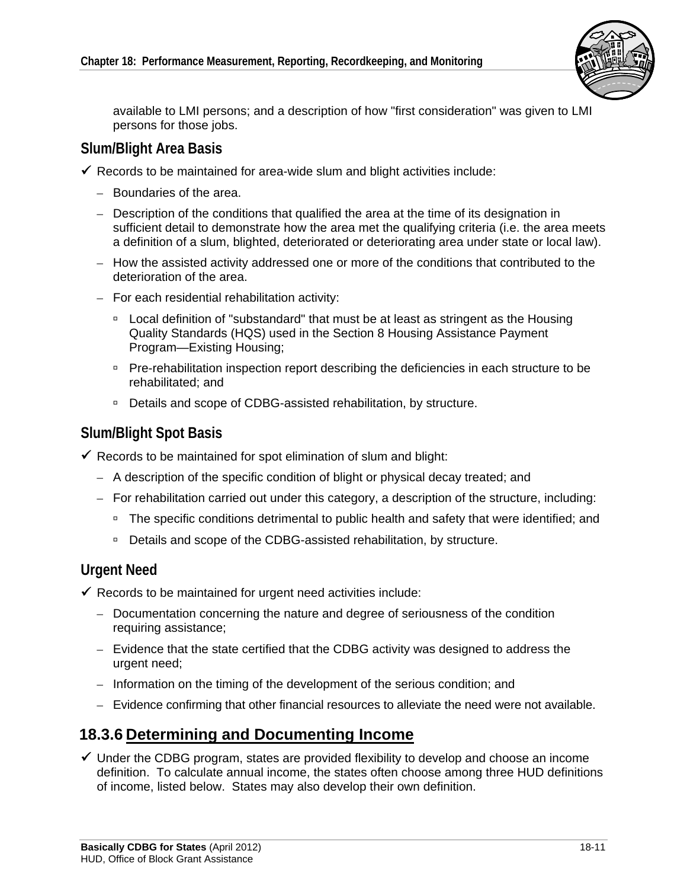available to LMI persons; and a description of how "first consideration" was given to LMI persons for those jobs.

### Slum/Blight Area Basis

- ✓ Records to be maintained for area-wide slum and blight activities include:
  - Boundaries of the area.
  - Description of the conditions that qualified the area at the time of its designation in sufficient detail to demonstrate how the area met the qualifying criteria (i.e. the area meets a definition of a slum, blighted, deteriorated or deteriorating area under state or local law).
  - How the assisted activity addressed one or more of the conditions that contributed to the deterioration of the area.
  - For each residential rehabilitation activity:
    - Local definition of "substandard" that must be at least as stringent as the Housing Quality Standards (HQS) used in the Section 8 Housing Assistance Payment Program—Existing Housing;
    - Pre-rehabilitation inspection report describing the deficiencies in each structure to be rehabilitated; and
    - Details and scope of CDBG-assisted rehabilitation, by structure.

### Slum/Blight Spot Basis

- ✓ Records to be maintained for spot elimination of slum and blight:
  - A description of the specific condition of blight or physical decay treated; and
  - For rehabilitation carried out under this category, a description of the structure, including:
    - The specific conditions detrimental to public health and safety that were identified; and
    - Details and scope of the CDBG-assisted rehabilitation, by structure.

### Urgent Need

- ✓ Records to be maintained for urgent need activities include:
  - Documentation concerning the nature and degree of seriousness of the condition requiring assistance;
  - Evidence that the state certified that the CDBG activity was designed to address the urgent need;
  - Information on the timing of the development of the serious condition; and
  - Evidence confirming that other financial resources to alleviate the need were not available.

## 18.3.6 Determining and Documenting Income

- ✓ Under the CDBG program, states are provided flexibility to develop and choose an income definition. To calculate annual income, the states often choose among three HUD definitions of income, listed below. States may also develop their own definition.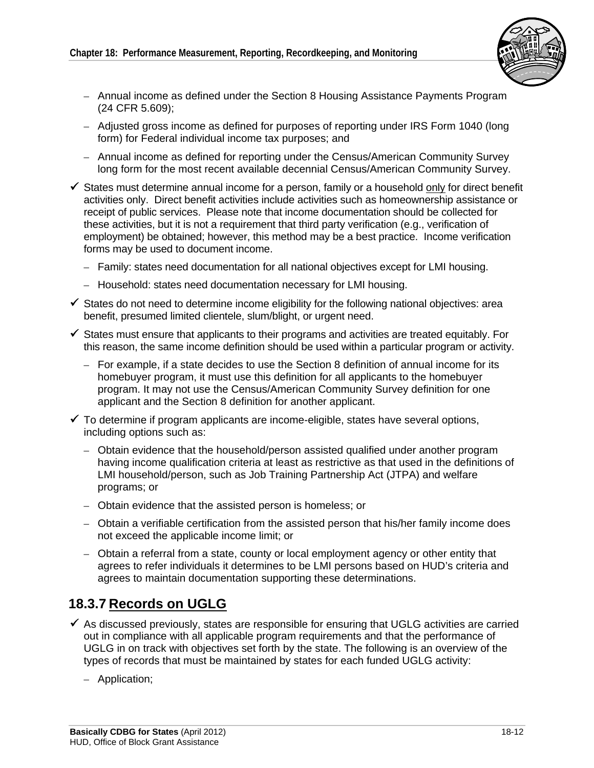- Annual income as defined under the Section 8 Housing Assistance Payments Program (24 CFR 5.609);
  - Adjusted gross income as defined for purposes of reporting under IRS Form 1040 (long form) for Federal individual income tax purposes; and
  - Annual income as defined for reporting under the Census/American Community Survey long form for the most recent available decennial Census/American Community Survey.

- ✓ States must determine annual income for a person, family or a household <u>only</u> for direct benefit activities only. Direct benefit activities include activities such as homeownership assistance or receipt of public services. Please note that income documentation should be collected for these activities, but it is not a requirement that third party verification (e.g., verification of employment) be obtained; however, this method may be a best practice. Income verification forms may be used to document income.
  - Family: states need documentation for all national objectives except for LMI housing.
  - Household: states need documentation necessary for LMI housing.
- ✓ States do not need to determine income eligibility for the following national objectives: area benefit, presumed limited clientele, slum/blight, or urgent need.
- ✓ States must ensure that applicants to their programs and activities are treated equitably. For this reason, the same income definition should be used within a particular program or activity.
  - For example, if a state decides to use the Section 8 definition of annual income for its homebuyer program, it must use this definition for all applicants to the homebuyer program. It may not use the Census/American Community Survey definition for one applicant and the Section 8 definition for another applicant.
- ✓ To determine if program applicants are income-eligible, states have several options, including options such as:
  - Obtain evidence that the household/person assisted qualified under another program having income qualification criteria at least as restrictive as that used in the definitions of LMI household/person, such as Job Training Partnership Act (JTPA) and welfare programs; or
  - Obtain evidence that the assisted person is homeless; or
  - Obtain a verifiable certification from the assisted person that his/her family income does not exceed the applicable income limit; or
  - Obtain a referral from a state, county or local employment agency or other entity that agrees to refer individuals it determines to be LMI persons based on HUD's criteria and agrees to maintain documentation supporting these determinations.

## 18.3.7 Records on UGLG

- ✓ As discussed previously, states are responsible for ensuring that UGLG activities are carried out in compliance with all applicable program requirements and that the performance of UGLG in on track with objectives set forth by the state. The following is an overview of the types of records that must be maintained by states for each funded UGLG activity:
  - Application;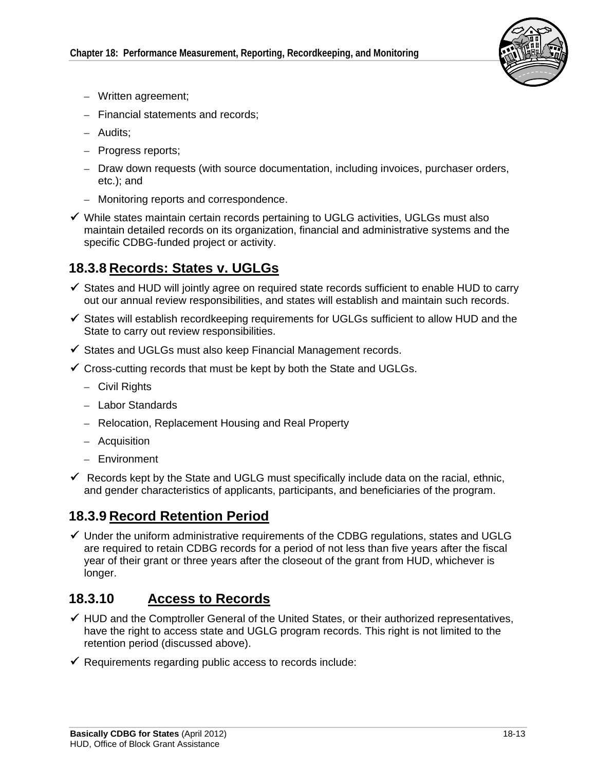- Written agreement;
- Financial statements and records;
- Audits;
- Progress reports;
- Draw down requests (with source documentation, including invoices, purchaser orders, etc.); and
- Monitoring reports and correspondence.

✓ While states maintain certain records pertaining to UGLG activities, UGLGs must also maintain detailed records on its organization, financial and administrative systems and the specific CDBG-funded project or activity.

## 18.3.8 Records: States v. UGLGs

✓ States and HUD will jointly agree on required state records sufficient to enable HUD to carry out our annual review responsibilities, and states will establish and maintain such records.

✓ States will establish recordkeeping requirements for UGLGs sufficient to allow HUD and the State to carry out review responsibilities.

✓ States and UGLGs must also keep Financial Management records.

✓ Cross-cutting records that must be kept by both the State and UGLGs.

- Civil Rights
- Labor Standards
- Relocation, Replacement Housing and Real Property
- Acquisition
- Environment

✓ Records kept by the State and UGLG must specifically include data on the racial, ethnic, and gender characteristics of applicants, participants, and beneficiaries of the program.

## 18.3.9 Record Retention Period

✓ Under the uniform administrative requirements of the CDBG regulations, states and UGLG are required to retain CDBG records for a period of not less than five years after the fiscal year of their grant or three years after the closeout of the grant from HUD, whichever is longer.

## 18.3.10 Access to Records

✓ HUD and the Comptroller General of the United States, or their authorized representatives, have the right to access state and UGLG program records. This right is not limited to the retention period (discussed above).

✓ Requirements regarding public access to records include: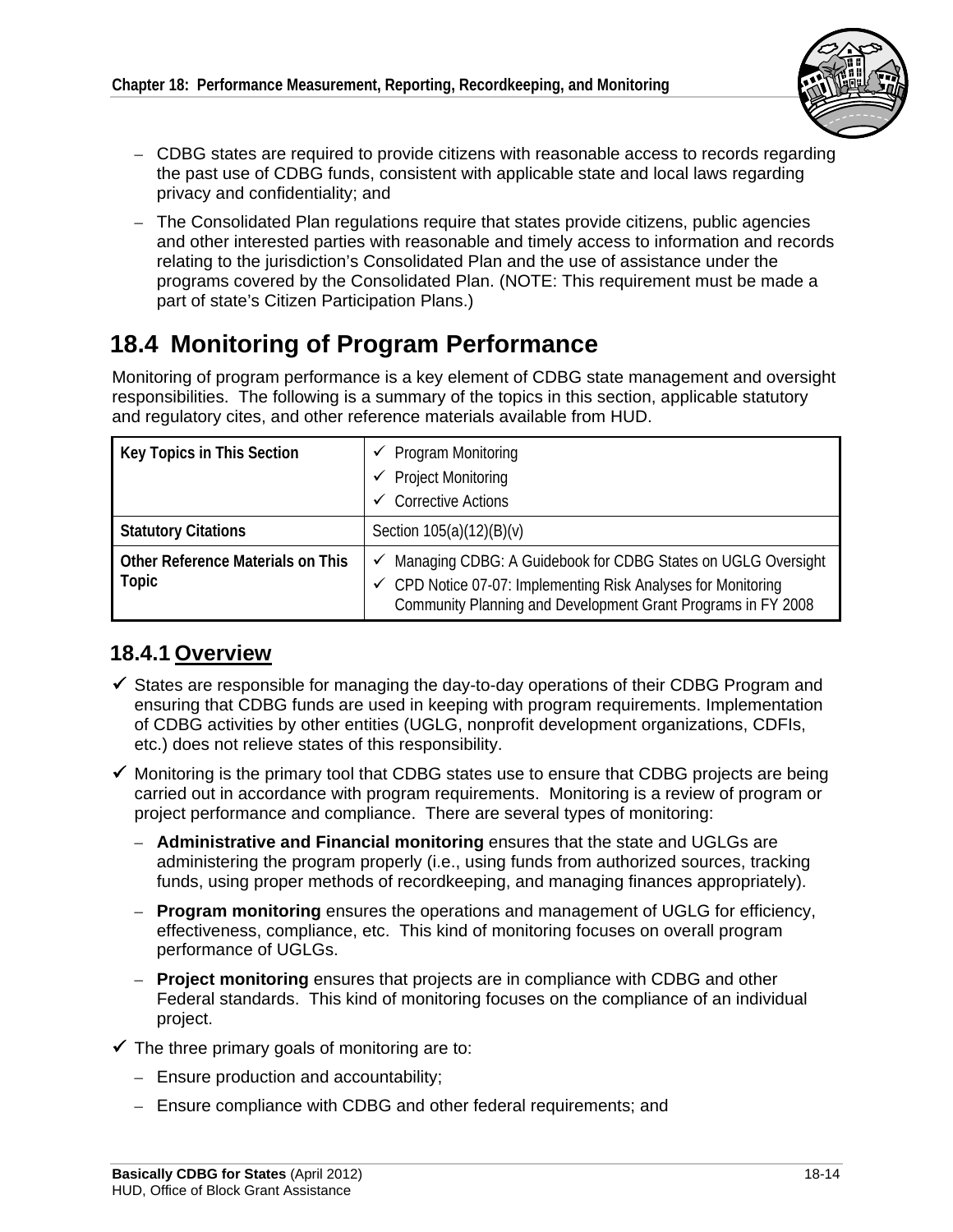- CDBG states are required to provide citizens with reasonable access to records regarding the past use of CDBG funds, consistent with applicable state and local laws regarding privacy and confidentiality; and
- The Consolidated Plan regulations require that states provide citizens, public agencies and other interested parties with reasonable and timely access to information and records relating to the jurisdiction's Consolidated Plan and the use of assistance under the programs covered by the Consolidated Plan. (NOTE: This requirement must be made a part of state's Citizen Participation Plans.)

## 18.4 Monitoring of Program Performance

Monitoring of program performance is a key element of CDBG state management and oversight responsibilities. The following is a summary of the topics in this section, applicable statutory and regulatory cites, and other reference materials available from HUD.

| **Key Topics in This Section** | ✓ Program Monitoring<br>✓ Project Monitoring<br>✓ Corrective Actions |
|---|---|
| **Statutory Citations** | Section 105(a)(12)(B)(v) |
| **Other Reference Materials on This Topic** | ✓ Managing CDBG: A Guidebook for CDBG States on UGLG Oversight<br>✓ CPD Notice 07-07: Implementing Risk Analyses for Monitoring Community Planning and Development Grant Programs in FY 2008 |

### 18.4.1 Overview

- ✓ States are responsible for managing the day-to-day operations of their CDBG Program and ensuring that CDBG funds are used in keeping with program requirements. Implementation of CDBG activities by other entities (UGLG, nonprofit development organizations, CDFIs, etc.) does not relieve states of this responsibility.
- ✓ Monitoring is the primary tool that CDBG states use to ensure that CDBG projects are being carried out in accordance with program requirements. Monitoring is a review of program or project performance and compliance. There are several types of monitoring:
  - **Administrative and Financial monitoring** ensures that the state and UGLGs are administering the program properly (i.e., using funds from authorized sources, tracking funds, using proper methods of recordkeeping, and managing finances appropriately).
  - **Program monitoring** ensures the operations and management of UGLG for efficiency, effectiveness, compliance, etc. This kind of monitoring focuses on overall program performance of UGLGs.
  - **Project monitoring** ensures that projects are in compliance with CDBG and other Federal standards. This kind of monitoring focuses on the compliance of an individual project.
- ✓ The three primary goals of monitoring are to:
  - Ensure production and accountability;
  - Ensure compliance with CDBG and other federal requirements; and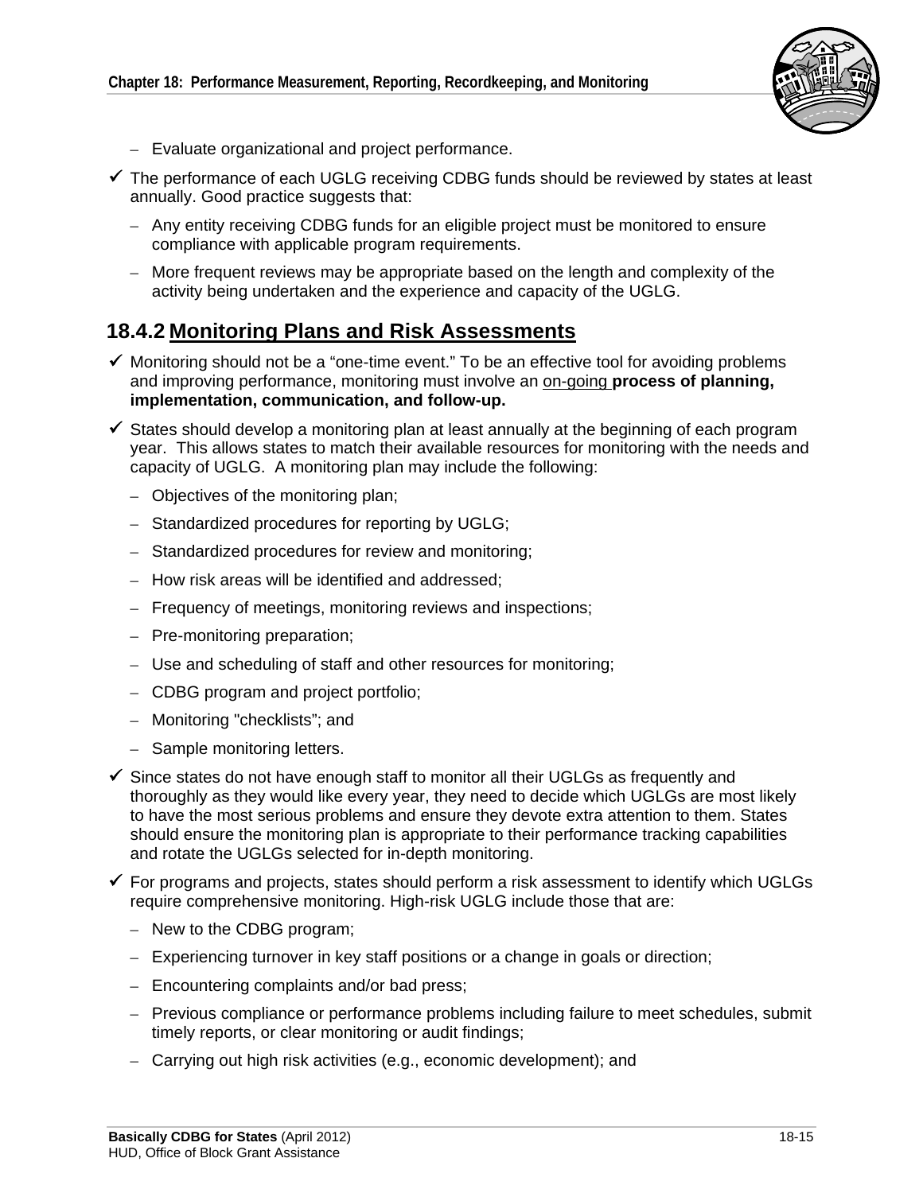- Evaluate organizational and project performance.

- ✓ The performance of each UGLG receiving CDBG funds should be reviewed by states at least annually. Good practice suggests that:
  - Any entity receiving CDBG funds for an eligible project must be monitored to ensure compliance with applicable program requirements.
  - More frequent reviews may be appropriate based on the length and complexity of the activity being undertaken and the experience and capacity of the UGLG.

## 18.4.2 Monitoring Plans and Risk Assessments

- ✓ Monitoring should not be a "one-time event." To be an effective tool for avoiding problems and improving performance, monitoring must involve an on-going **process of planning, implementation, communication, and follow-up.**

- ✓ States should develop a monitoring plan at least annually at the beginning of each program year. This allows states to match their available resources for monitoring with the needs and capacity of UGLG. A monitoring plan may include the following:
  - Objectives of the monitoring plan;
  - Standardized procedures for reporting by UGLG;
  - Standardized procedures for review and monitoring;
  - How risk areas will be identified and addressed;
  - Frequency of meetings, monitoring reviews and inspections;
  - Pre-monitoring preparation;
  - Use and scheduling of staff and other resources for monitoring;
  - CDBG program and project portfolio;
  - Monitoring "checklists"; and
  - Sample monitoring letters.

- ✓ Since states do not have enough staff to monitor all their UGLGs as frequently and thoroughly as they would like every year, they need to decide which UGLGs are most likely to have the most serious problems and ensure they devote extra attention to them. States should ensure the monitoring plan is appropriate to their performance tracking capabilities and rotate the UGLGs selected for in-depth monitoring.

- ✓ For programs and projects, states should perform a risk assessment to identify which UGLGs require comprehensive monitoring. High-risk UGLG include those that are:
  - New to the CDBG program;
  - Experiencing turnover in key staff positions or a change in goals or direction;
  - Encountering complaints and/or bad press;
  - Previous compliance or performance problems including failure to meet schedules, submit timely reports, or clear monitoring or audit findings;
  - Carrying out high risk activities (e.g., economic development); and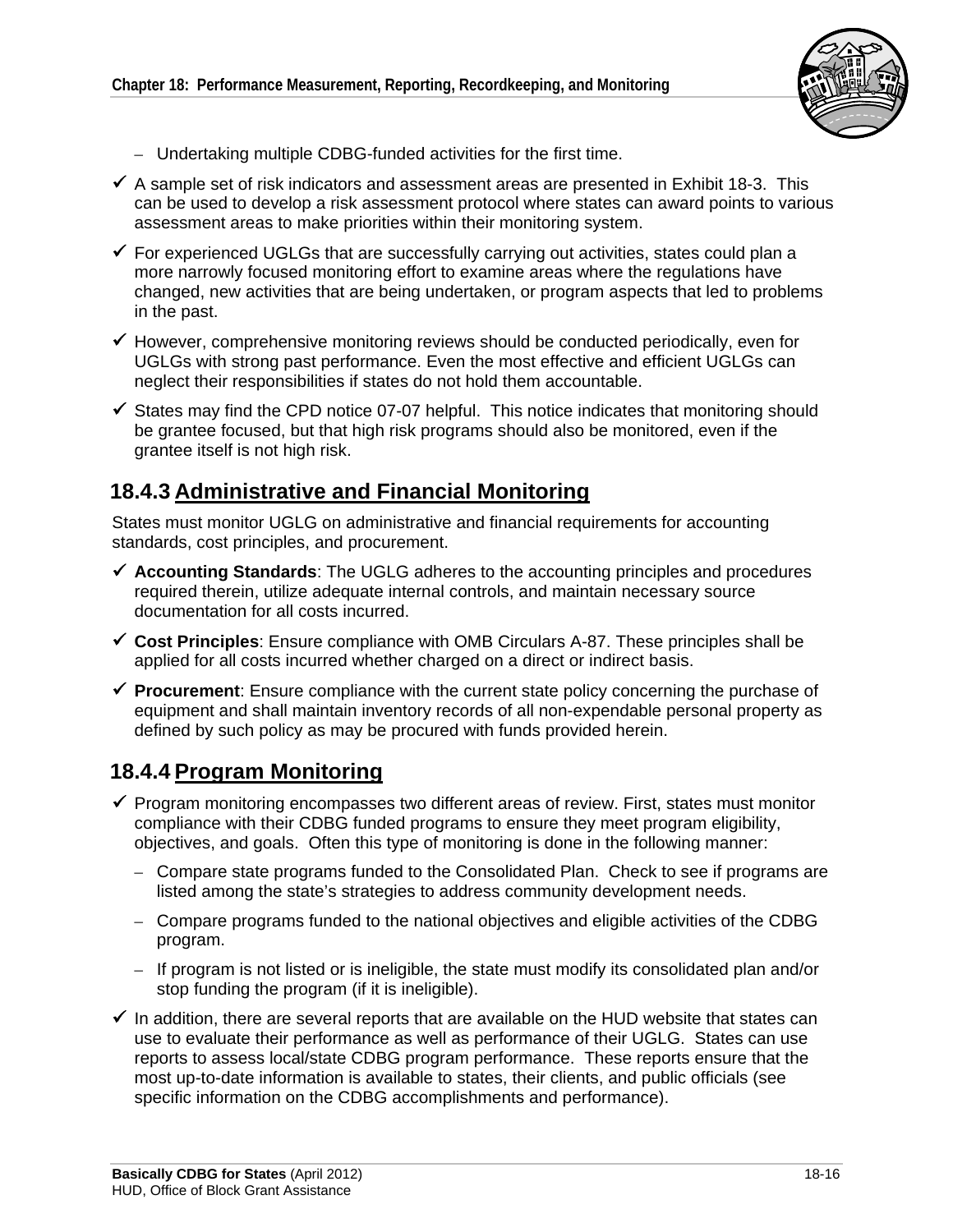- Undertaking multiple CDBG-funded activities for the first time.

- ✓ A sample set of risk indicators and assessment areas are presented in Exhibit 18-3. This can be used to develop a risk assessment protocol where states can award points to various assessment areas to make priorities within their monitoring system.
- ✓ For experienced UGLGs that are successfully carrying out activities, states could plan a more narrowly focused monitoring effort to examine areas where the regulations have changed, new activities that are being undertaken, or program aspects that led to problems in the past.
- ✓ However, comprehensive monitoring reviews should be conducted periodically, even for UGLGs with strong past performance. Even the most effective and efficient UGLGs can neglect their responsibilities if states do not hold them accountable.
- ✓ States may find the CPD notice 07-07 helpful. This notice indicates that monitoring should be grantee focused, but that high risk programs should also be monitored, even if the grantee itself is not high risk.

## 18.4.3 Administrative and Financial Monitoring

States must monitor UGLG on administrative and financial requirements for accounting standards, cost principles, and procurement.

- ✓ **Accounting Standards**: The UGLG adheres to the accounting principles and procedures required therein, utilize adequate internal controls, and maintain necessary source documentation for all costs incurred.
- ✓ **Cost Principles**: Ensure compliance with OMB Circulars A-87. These principles shall be applied for all costs incurred whether charged on a direct or indirect basis.
- ✓ **Procurement**: Ensure compliance with the current state policy concerning the purchase of equipment and shall maintain inventory records of all non-expendable personal property as defined by such policy as may be procured with funds provided herein.

## 18.4.4 Program Monitoring

- ✓ Program monitoring encompasses two different areas of review. First, states must monitor compliance with their CDBG funded programs to ensure they meet program eligibility, objectives, and goals. Often this type of monitoring is done in the following manner:
  - Compare state programs funded to the Consolidated Plan. Check to see if programs are listed among the state's strategies to address community development needs.
  - Compare programs funded to the national objectives and eligible activities of the CDBG program.
  - If program is not listed or is ineligible, the state must modify its consolidated plan and/or stop funding the program (if it is ineligible).
- ✓ In addition, there are several reports that are available on the HUD website that states can use to evaluate their performance as well as performance of their UGLG. States can use reports to assess local/state CDBG program performance. These reports ensure that the most up-to-date information is available to states, their clients, and public officials (see specific information on the CDBG accomplishments and performance).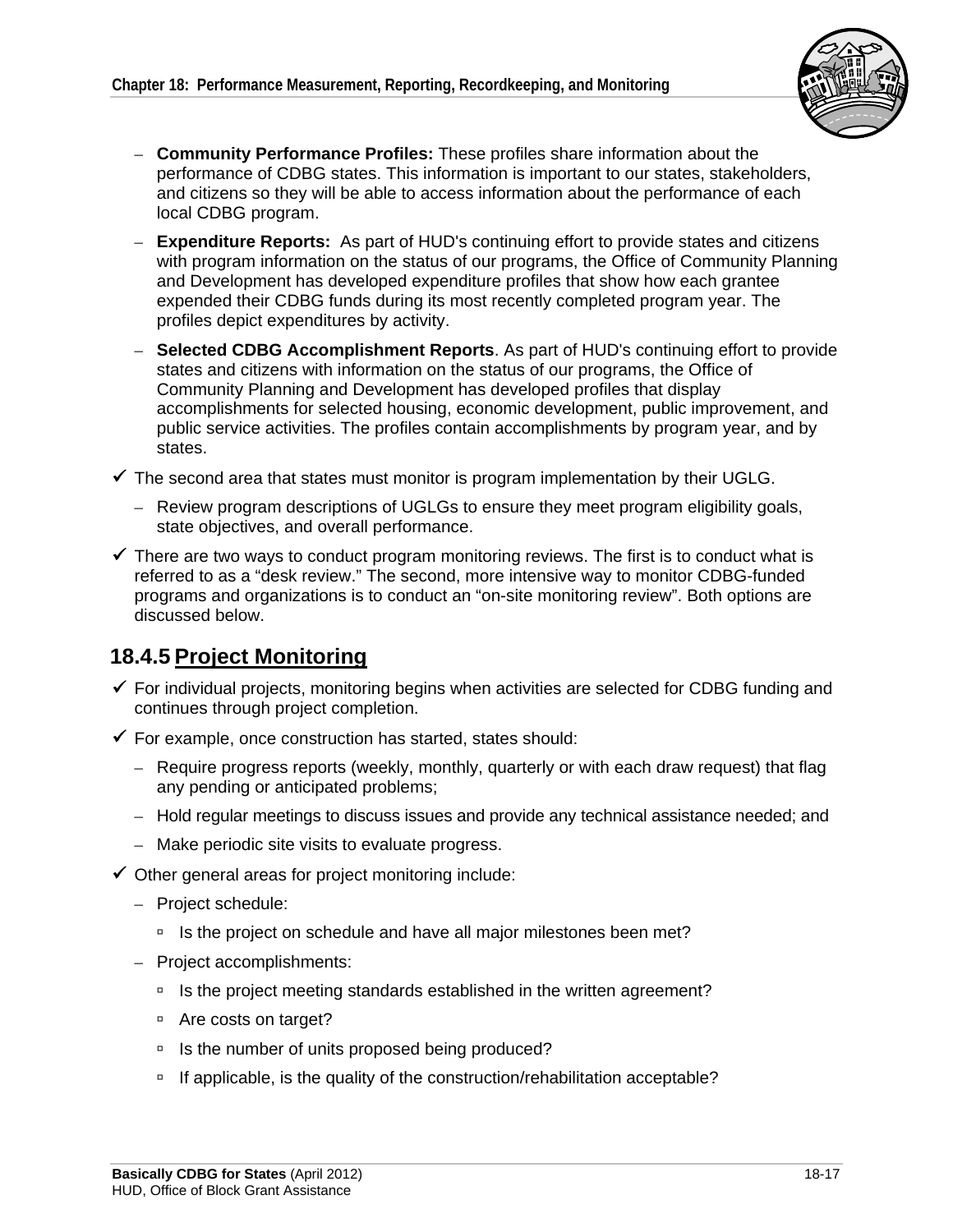- **Community Performance Profiles:** These profiles share information about the performance of CDBG states. This information is important to our states, stakeholders, and citizens so they will be able to access information about the performance of each local CDBG program.
- **Expenditure Reports:** As part of HUD's continuing effort to provide states and citizens with program information on the status of our programs, the Office of Community Planning and Development has developed expenditure profiles that show how each grantee expended their CDBG funds during its most recently completed program year. The profiles depict expenditures by activity.
- **Selected CDBG Accomplishment Reports**. As part of HUD's continuing effort to provide states and citizens with information on the status of our programs, the Office of Community Planning and Development has developed profiles that display accomplishments for selected housing, economic development, public improvement, and public service activities. The profiles contain accomplishments by program year, and by states.

✓ The second area that states must monitor is program implementation by their UGLG.

- Review program descriptions of UGLGs to ensure they meet program eligibility goals, state objectives, and overall performance.

✓ There are two ways to conduct program monitoring reviews. The first is to conduct what is referred to as a "desk review." The second, more intensive way to monitor CDBG-funded programs and organizations is to conduct an "on-site monitoring review". Both options are discussed below.

### 18.4.5 Project Monitoring

✓ For individual projects, monitoring begins when activities are selected for CDBG funding and continues through project completion.

✓ For example, once construction has started, states should:

- Require progress reports (weekly, monthly, quarterly or with each draw request) that flag any pending or anticipated problems;
- Hold regular meetings to discuss issues and provide any technical assistance needed; and
- Make periodic site visits to evaluate progress.

✓ Other general areas for project monitoring include:

- Project schedule:
  - Is the project on schedule and have all major milestones been met?
- Project accomplishments:
  - Is the project meeting standards established in the written agreement?
  - Are costs on target?
  - Is the number of units proposed being produced?
  - If applicable, is the quality of the construction/rehabilitation acceptable?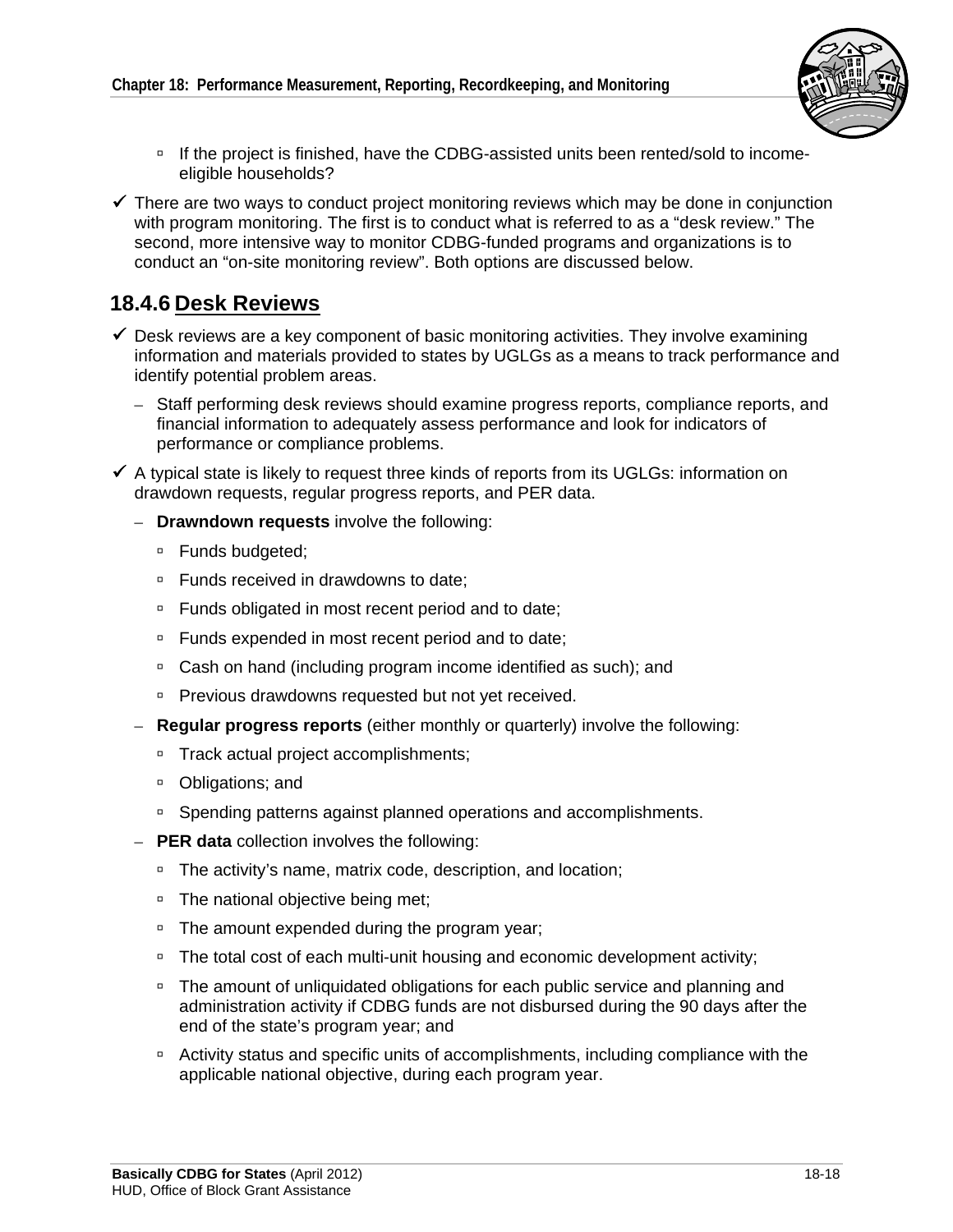- If the project is finished, have the CDBG-assisted units been rented/sold to income-eligible households?

- ✓ There are two ways to conduct project monitoring reviews which may be done in conjunction with program monitoring. The first is to conduct what is referred to as a "desk review." The second, more intensive way to monitor CDBG-funded programs and organizations is to conduct an "on-site monitoring review". Both options are discussed below.

## 18.4.6 Desk Reviews

- ✓ Desk reviews are a key component of basic monitoring activities. They involve examining information and materials provided to states by UGLGs as a means to track performance and identify potential problem areas.
  - Staff performing desk reviews should examine progress reports, compliance reports, and financial information to adequately assess performance and look for indicators of performance or compliance problems.
- ✓ A typical state is likely to request three kinds of reports from its UGLGs: information on drawdown requests, regular progress reports, and PER data.
  - **Drawndown requests** involve the following:
    - Funds budgeted;
    - Funds received in drawdowns to date;
    - Funds obligated in most recent period and to date;
    - Funds expended in most recent period and to date;
    - Cash on hand (including program income identified as such); and
    - Previous drawdowns requested but not yet received.
  - **Regular progress reports** (either monthly or quarterly) involve the following:
    - Track actual project accomplishments;
    - Obligations; and
    - Spending patterns against planned operations and accomplishments.
  - **PER data** collection involves the following:
    - The activity's name, matrix code, description, and location;
    - The national objective being met;
    - The amount expended during the program year;
    - The total cost of each multi-unit housing and economic development activity;
    - The amount of unliquidated obligations for each public service and planning and administration activity if CDBG funds are not disbursed during the 90 days after the end of the state's program year; and
    - Activity status and specific units of accomplishments, including compliance with the applicable national objective, during each program year.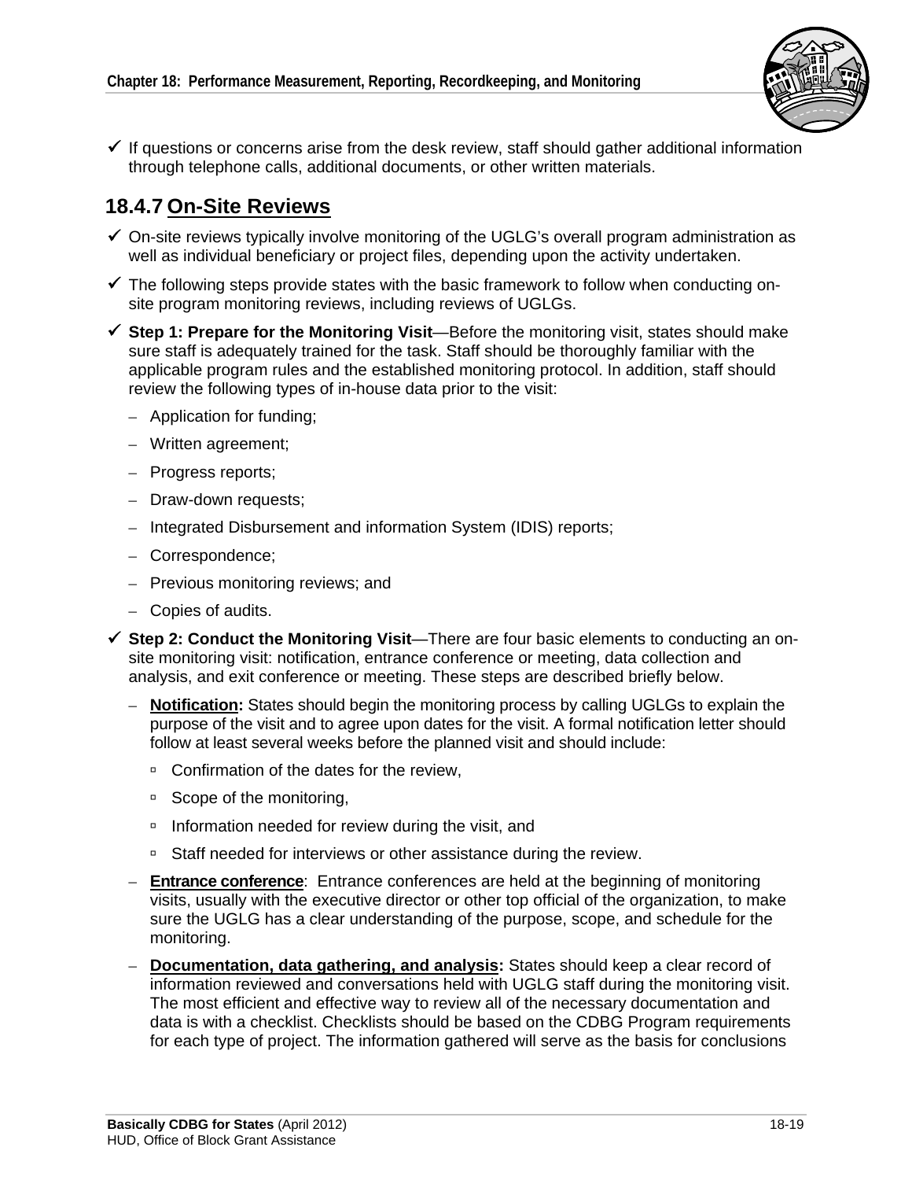- ✓ If questions or concerns arise from the desk review, staff should gather additional information through telephone calls, additional documents, or other written materials.

### 18.4.7 On-Site Reviews

- ✓ On-site reviews typically involve monitoring of the UGLG's overall program administration as well as individual beneficiary or project files, depending upon the activity undertaken.
- ✓ The following steps provide states with the basic framework to follow when conducting on-site program monitoring reviews, including reviews of UGLGs.
- ✓ **Step 1: Prepare for the Monitoring Visit**—Before the monitoring visit, states should make sure staff is adequately trained for the task. Staff should be thoroughly familiar with the applicable program rules and the established monitoring protocol. In addition, staff should review the following types of in-house data prior to the visit:
  - Application for funding;
  - Written agreement;
  - Progress reports;
  - Draw-down requests;
  - Integrated Disbursement and information System (IDIS) reports;
  - Correspondence;
  - Previous monitoring reviews; and
  - Copies of audits.
- ✓ **Step 2: Conduct the Monitoring Visit**—There are four basic elements to conducting an on-site monitoring visit: notification, entrance conference or meeting, data collection and analysis, and exit conference or meeting. These steps are described briefly below.
  - **Notification:** States should begin the monitoring process by calling UGLGs to explain the purpose of the visit and to agree upon dates for the visit. A formal notification letter should follow at least several weeks before the planned visit and should include:
    - Confirmation of the dates for the review,
    - Scope of the monitoring,
    - Information needed for review during the visit, and
    - Staff needed for interviews or other assistance during the review.
  - **Entrance conference**: Entrance conferences are held at the beginning of monitoring visits, usually with the executive director or other top official of the organization, to make sure the UGLG has a clear understanding of the purpose, scope, and schedule for the monitoring.
  - **Documentation, data gathering, and analysis:** States should keep a clear record of information reviewed and conversations held with UGLG staff during the monitoring visit. The most efficient and effective way to review all of the necessary documentation and data is with a checklist. Checklists should be based on the CDBG Program requirements for each type of project. The information gathered will serve as the basis for conclusions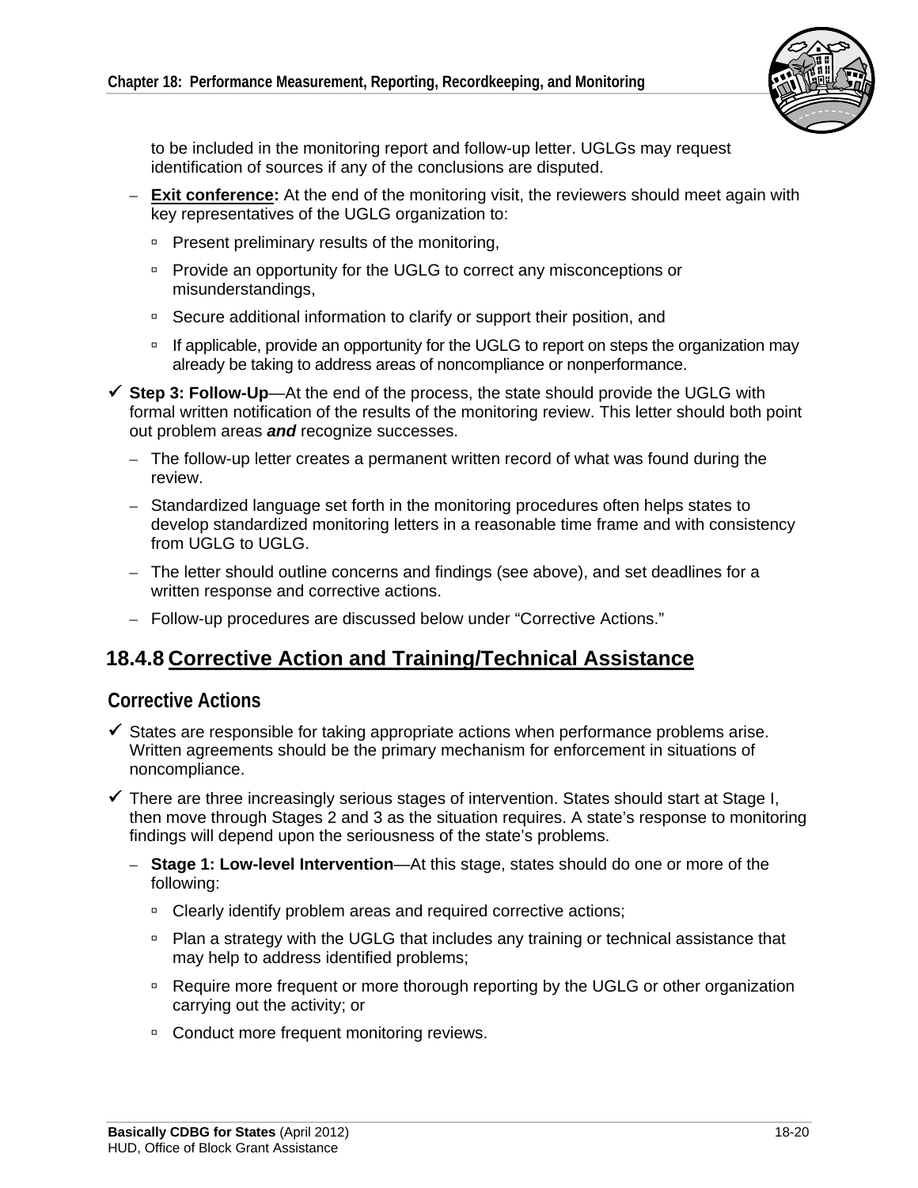to be included in the monitoring report and follow-up letter. UGLGs may request identification of sources if any of the conclusions are disputed.

- **Exit conference:** At the end of the monitoring visit, the reviewers should meet again with key representatives of the UGLG organization to:
  - Present preliminary results of the monitoring,
  - Provide an opportunity for the UGLG to correct any misconceptions or misunderstandings,
  - Secure additional information to clarify or support their position, and
  - If applicable, provide an opportunity for the UGLG to report on steps the organization may already be taking to address areas of noncompliance or nonperformance.

✓ **Step 3: Follow-Up**—At the end of the process, the state should provide the UGLG with formal written notification of the results of the monitoring review. This letter should both point out problem areas ***and*** recognize successes.

- The follow-up letter creates a permanent written record of what was found during the review.
- Standardized language set forth in the monitoring procedures often helps states to develop standardized monitoring letters in a reasonable time frame and with consistency from UGLG to UGLG.
- The letter should outline concerns and findings (see above), and set deadlines for a written response and corrective actions.
- Follow-up procedures are discussed below under "Corrective Actions."

## 18.4.8 Corrective Action and Training/Technical Assistance

### Corrective Actions

✓ States are responsible for taking appropriate actions when performance problems arise. Written agreements should be the primary mechanism for enforcement in situations of noncompliance.

✓ There are three increasingly serious stages of intervention. States should start at Stage I, then move through Stages 2 and 3 as the situation requires. A state's response to monitoring findings will depend upon the seriousness of the state's problems.

- **Stage 1: Low-level Intervention**—At this stage, states should do one or more of the following:
  - Clearly identify problem areas and required corrective actions;
  - Plan a strategy with the UGLG that includes any training or technical assistance that may help to address identified problems;
  - Require more frequent or more thorough reporting by the UGLG or other organization carrying out the activity; or
  - Conduct more frequent monitoring reviews.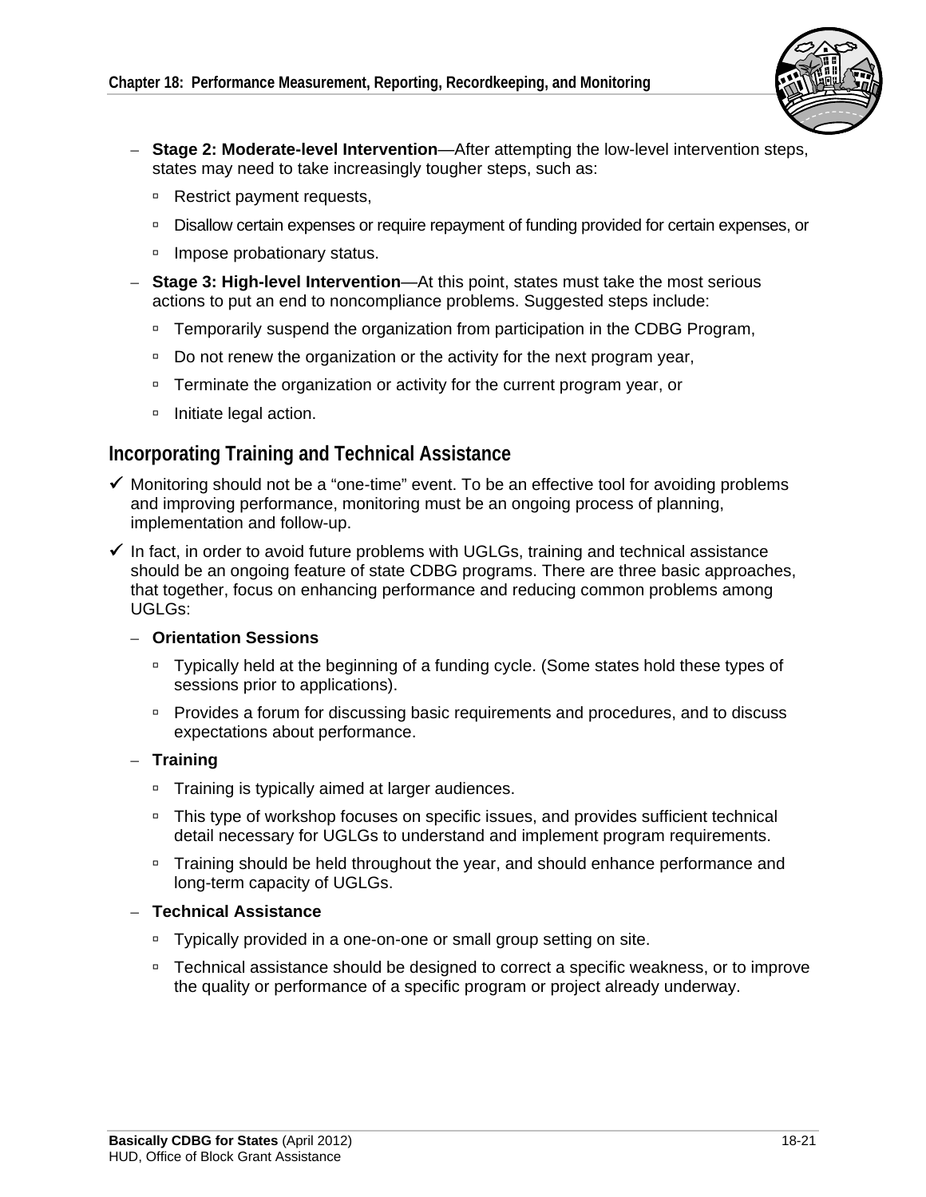- **Stage 2: Moderate-level Intervention**—After attempting the low-level intervention steps, states may need to take increasingly tougher steps, such as:
  - Restrict payment requests,
  - Disallow certain expenses or require repayment of funding provided for certain expenses, or
  - Impose probationary status.
- **Stage 3: High-level Intervention**—At this point, states must take the most serious actions to put an end to noncompliance problems. Suggested steps include:
  - Temporarily suspend the organization from participation in the CDBG Program,
  - Do not renew the organization or the activity for the next program year,
  - Terminate the organization or activity for the current program year, or
  - Initiate legal action.

## Incorporating Training and Technical Assistance

- ✓ Monitoring should not be a "one-time" event. To be an effective tool for avoiding problems and improving performance, monitoring must be an ongoing process of planning, implementation and follow-up.
- ✓ In fact, in order to avoid future problems with UGLGs, training and technical assistance should be an ongoing feature of state CDBG programs. There are three basic approaches, that together, focus on enhancing performance and reducing common problems among UGLGs:
  - **Orientation Sessions**
    - Typically held at the beginning of a funding cycle. (Some states hold these types of sessions prior to applications).
    - Provides a forum for discussing basic requirements and procedures, and to discuss expectations about performance.
  - **Training**
    - Training is typically aimed at larger audiences.
    - This type of workshop focuses on specific issues, and provides sufficient technical detail necessary for UGLGs to understand and implement program requirements.
    - Training should be held throughout the year, and should enhance performance and long-term capacity of UGLGs.
  - **Technical Assistance**
    - Typically provided in a one-on-one or small group setting on site.
    - Technical assistance should be designed to correct a specific weakness, or to improve the quality or performance of a specific program or project already underway.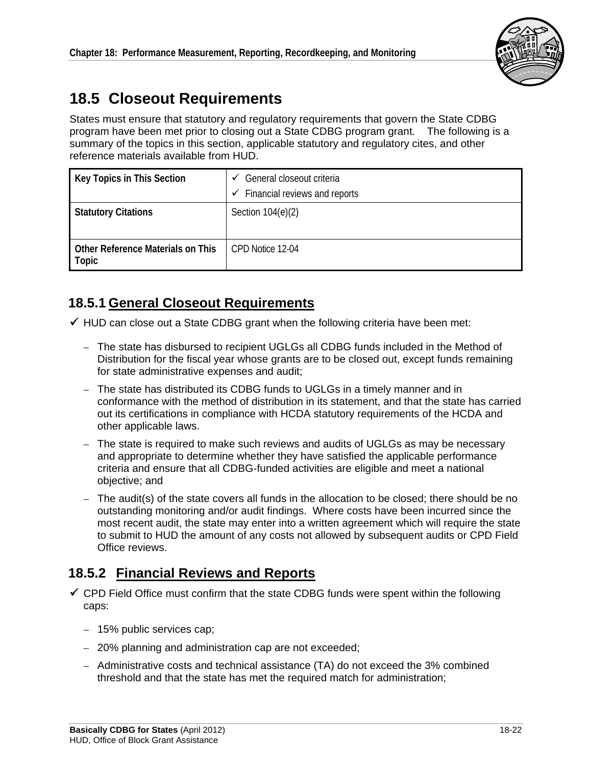## 18.5 Closeout Requirements

States must ensure that statutory and regulatory requirements that govern the State CDBG program have been met prior to closing out a State CDBG program grant. The following is a summary of the topics in this section, applicable statutory and regulatory cites, and other reference materials available from HUD.

| Key Topics in This Section | ✓ General closeout criteria<br>✓ Financial reviews and reports |
|---|---|
| **Statutory Citations** | Section 104(e)(2) |
| **Other Reference Materials on This Topic** | CPD Notice 12-04 |

### 18.5.1 General Closeout Requirements

✓ HUD can close out a State CDBG grant when the following criteria have been met:

- The state has disbursed to recipient UGLGs all CDBG funds included in the Method of Distribution for the fiscal year whose grants are to be closed out, except funds remaining for state administrative expenses and audit;
- The state has distributed its CDBG funds to UGLGs in a timely manner and in conformance with the method of distribution in its statement, and that the state has carried out its certifications in compliance with HCDA statutory requirements of the HCDA and other applicable laws.
- The state is required to make such reviews and audits of UGLGs as may be necessary and appropriate to determine whether they have satisfied the applicable performance criteria and ensure that all CDBG-funded activities are eligible and meet a national objective; and
- The audit(s) of the state covers all funds in the allocation to be closed; there should be no outstanding monitoring and/or audit findings. Where costs have been incurred since the most recent audit, the state may enter into a written agreement which will require the state to submit to HUD the amount of any costs not allowed by subsequent audits or CPD Field Office reviews.

### 18.5.2 Financial Reviews and Reports

✓ CPD Field Office must confirm that the state CDBG funds were spent within the following caps:

- 15% public services cap;
- 20% planning and administration cap are not exceeded;
- Administrative costs and technical assistance (TA) do not exceed the 3% combined threshold and that the state has met the required match for administration;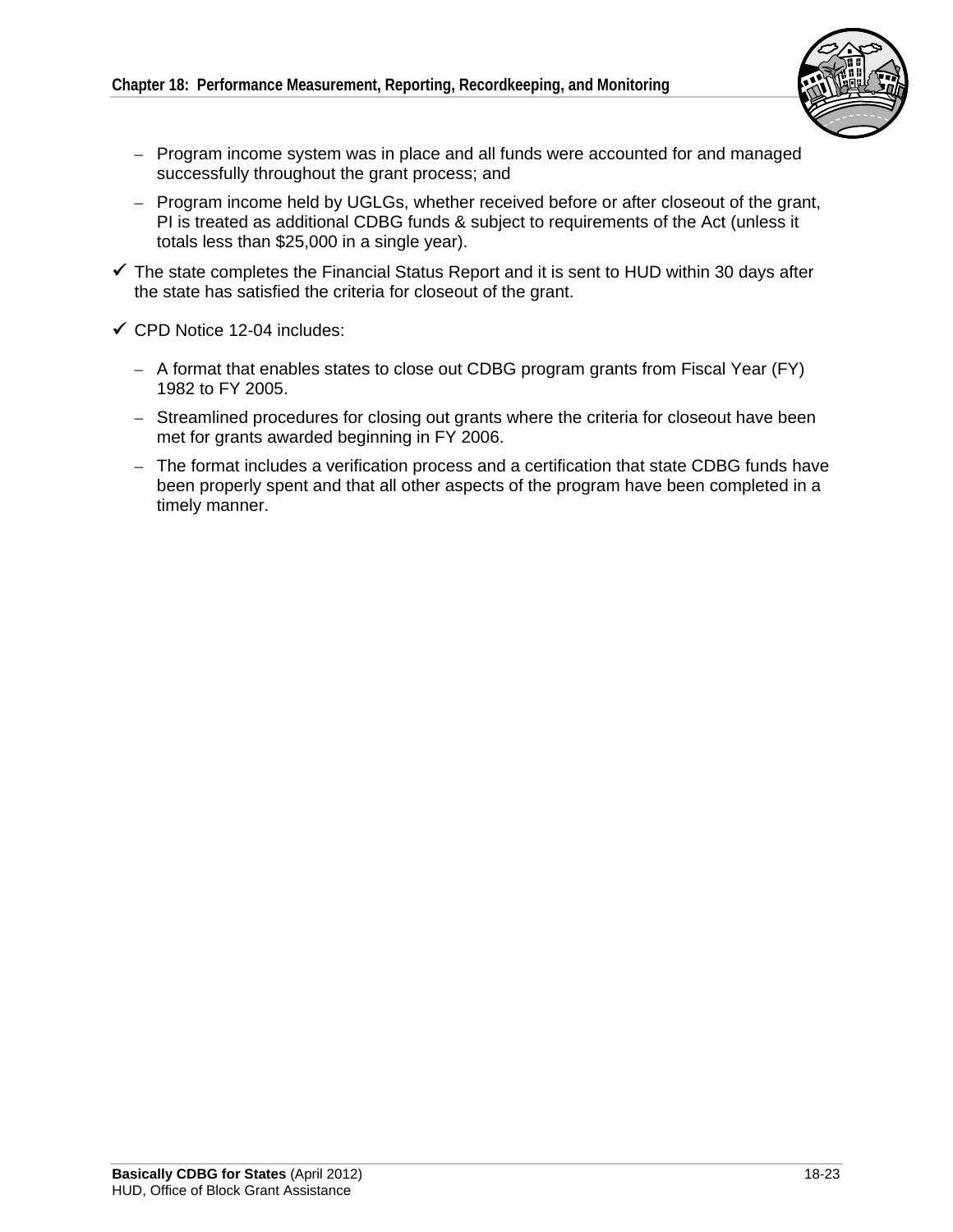- Program income system was in place and all funds were accounted for and managed successfully throughout the grant process; and
  - Program income held by UGLGs, whether received before or after closeout of the grant, PI is treated as additional CDBG funds & subject to requirements of the Act (unless it totals less than $25,000 in a single year).

- ✓ The state completes the Financial Status Report and it is sent to HUD within 30 days after the state has satisfied the criteria for closeout of the grant.

- ✓ CPD Notice 12-04 includes:
  - A format that enables states to close out CDBG program grants from Fiscal Year (FY) 1982 to FY 2005.
  - Streamlined procedures for closing out grants where the criteria for closeout have been met for grants awarded beginning in FY 2006.
  - The format includes a verification process and a certification that state CDBG funds have been properly spent and that all other aspects of the program have been completed in a timely manner.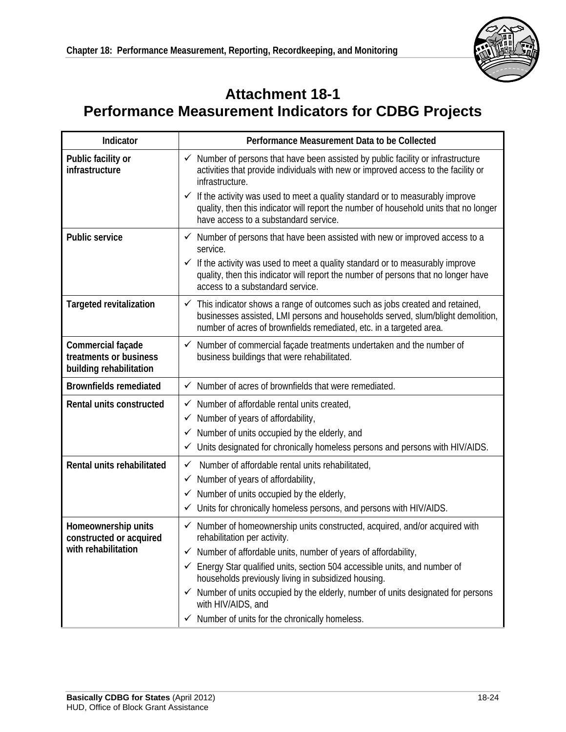# Attachment 18-1
# Performance Measurement Indicators for CDBG Projects

| Indicator | Performance Measurement Data to be Collected |
|---|---|
| **Public facility or infrastructure** | ✓ Number of persons that have been assisted by public facility or infrastructure activities that provide individuals with new or improved access to the facility or infrastructure.<br>✓ If the activity was used to meet a quality standard or to measurably improve quality, then this indicator will report the number of household units that no longer have access to a substandard service. |
| **Public service** | ✓ Number of persons that have been assisted with new or improved access to a service.<br>✓ If the activity was used to meet a quality standard or to measurably improve quality, then this indicator will report the number of persons that no longer have access to a substandard service. |
| **Targeted revitalization** | ✓ This indicator shows a range of outcomes such as jobs created and retained, businesses assisted, LMI persons and households served, slum/blight demolition, number of acres of brownfields remediated, etc. in a targeted area. |
| **Commercial façade treatments or business building rehabilitation** | ✓ Number of commercial façade treatments undertaken and the number of business buildings that were rehabilitated. |
| **Brownfields remediated** | ✓ Number of acres of brownfields that were remediated. |
| **Rental units constructed** | ✓ Number of affordable rental units created,<br>✓ Number of years of affordability,<br>✓ Number of units occupied by the elderly, and<br>✓ Units designated for chronically homeless persons and persons with HIV/AIDS. |
| **Rental units rehabilitated** | ✓ Number of affordable rental units rehabilitated,<br>✓ Number of years of affordability,<br>✓ Number of units occupied by the elderly,<br>✓ Units for chronically homeless persons, and persons with HIV/AIDS. |
| **Homeownership units constructed or acquired with rehabilitation** | ✓ Number of homeownership units constructed, acquired, and/or acquired with rehabilitation per activity.<br>✓ Number of affordable units, number of years of affordability,<br>✓ Energy Star qualified units, section 504 accessible units, and number of households previously living in subsidized housing.<br>✓ Number of units occupied by the elderly, number of units designated for persons with HIV/AIDS, and<br>✓ Number of units for the chronically homeless. |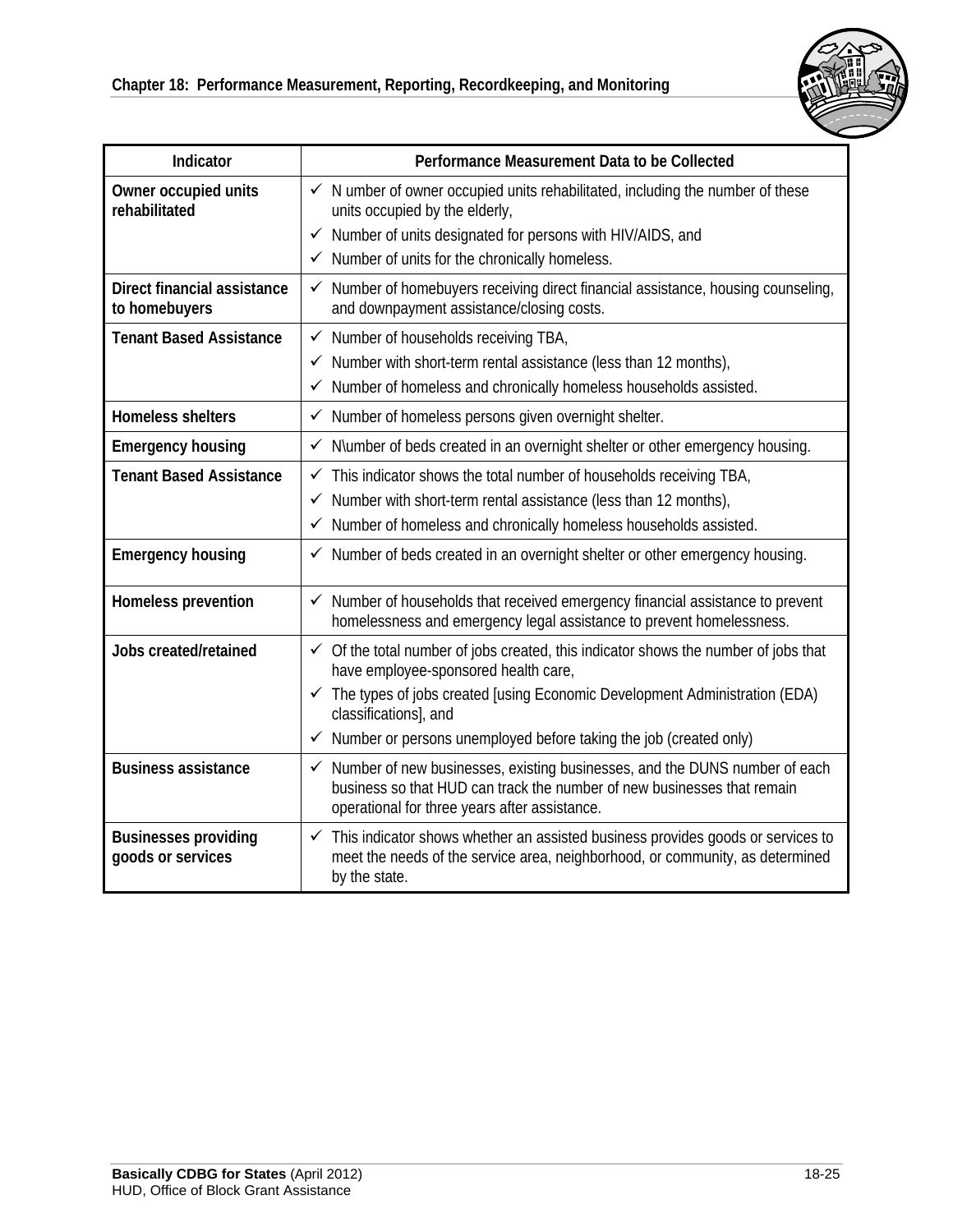| Indicator | Performance Measurement Data to be Collected |
|---|---|
| **Owner occupied units rehabilitated** | ✓ N umber of owner occupied units rehabilitated, including the number of these units occupied by the elderly,<br>✓ Number of units designated for persons with HIV/AIDS, and<br>✓ Number of units for the chronically homeless. |
| **Direct financial assistance to homebuyers** | ✓ Number of homebuyers receiving direct financial assistance, housing counseling, and downpayment assistance/closing costs. |
| **Tenant Based Assistance** | ✓ Number of households receiving TBA,<br>✓ Number with short-term rental assistance (less than 12 months),<br>✓ Number of homeless and chronically homeless households assisted. |
| **Homeless shelters** | ✓ Number of homeless persons given overnight shelter. |
| **Emergency housing** | ✓ N\umber of beds created in an overnight shelter or other emergency housing. |
| **Tenant Based Assistance** | ✓ This indicator shows the total number of households receiving TBA,<br>✓ Number with short-term rental assistance (less than 12 months),<br>✓ Number of homeless and chronically homeless households assisted. |
| **Emergency housing** | ✓ Number of beds created in an overnight shelter or other emergency housing. |
| **Homeless prevention** | ✓ Number of households that received emergency financial assistance to prevent homelessness and emergency legal assistance to prevent homelessness. |
| **Jobs created/retained** | ✓ Of the total number of jobs created, this indicator shows the number of jobs that have employee-sponsored health care,<br>✓ The types of jobs created [using Economic Development Administration (EDA) classifications], and<br>✓ Number or persons unemployed before taking the job (created only) |
| **Business assistance** | ✓ Number of new businesses, existing businesses, and the DUNS number of each business so that HUD can track the number of new businesses that remain operational for three years after assistance. |
| **Businesses providing goods or services** | ✓ This indicator shows whether an assisted business provides goods or services to meet the needs of the service area, neighborhood, or community, as determined by the state. |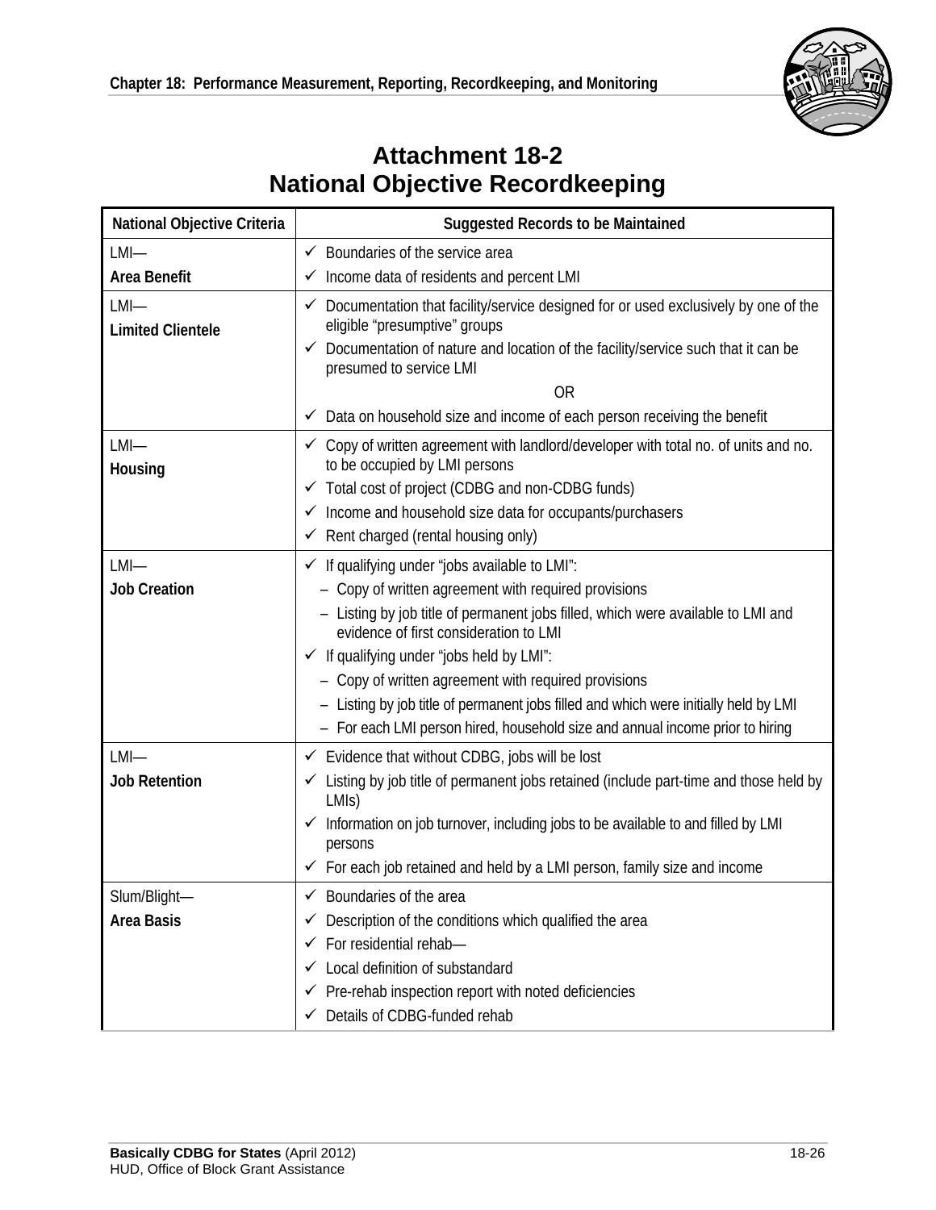# Attachment 18-2
# National Objective Recordkeeping

| National Objective Criteria | Suggested Records to be Maintained |
|---|---|
| LMI—<br>**Area Benefit** | ✓ Boundaries of the service area<br>✓ Income data of residents and percent LMI |
| LMI—<br>**Limited Clientele** | ✓ Documentation that facility/service designed for or used exclusively by one of the eligible "presumptive" groups<br>✓ Documentation of nature and location of the facility/service such that it can be presumed to service LMI<br>OR<br>✓ Data on household size and income of each person receiving the benefit |
| LMI—<br>**Housing** | ✓ Copy of written agreement with landlord/developer with total no. of units and no. to be occupied by LMI persons<br>✓ Total cost of project (CDBG and non-CDBG funds)<br>✓ Income and household size data for occupants/purchasers<br>✓ Rent charged (rental housing only) |
| LMI—<br>**Job Creation** | ✓ If qualifying under "jobs available to LMI":<br>– Copy of written agreement with required provisions<br>– Listing by job title of permanent jobs filled, which were available to LMI and evidence of first consideration to LMI<br>✓ If qualifying under "jobs held by LMI":<br>– Copy of written agreement with required provisions<br>– Listing by job title of permanent jobs filled and which were initially held by LMI<br>– For each LMI person hired, household size and annual income prior to hiring |
| LMI—<br>**Job Retention** | ✓ Evidence that without CDBG, jobs will be lost<br>✓ Listing by job title of permanent jobs retained (include part-time and those held by LMIs)<br>✓ Information on job turnover, including jobs to be available to and filled by LMI persons<br>✓ For each job retained and held by a LMI person, family size and income |
| Slum/Blight—<br>**Area Basis** | ✓ Boundaries of the area<br>✓ Description of the conditions which qualified the area<br>✓ For residential rehab—<br>✓ Local definition of substandard<br>✓ Pre-rehab inspection report with noted deficiencies<br>✓ Details of CDBG-funded rehab |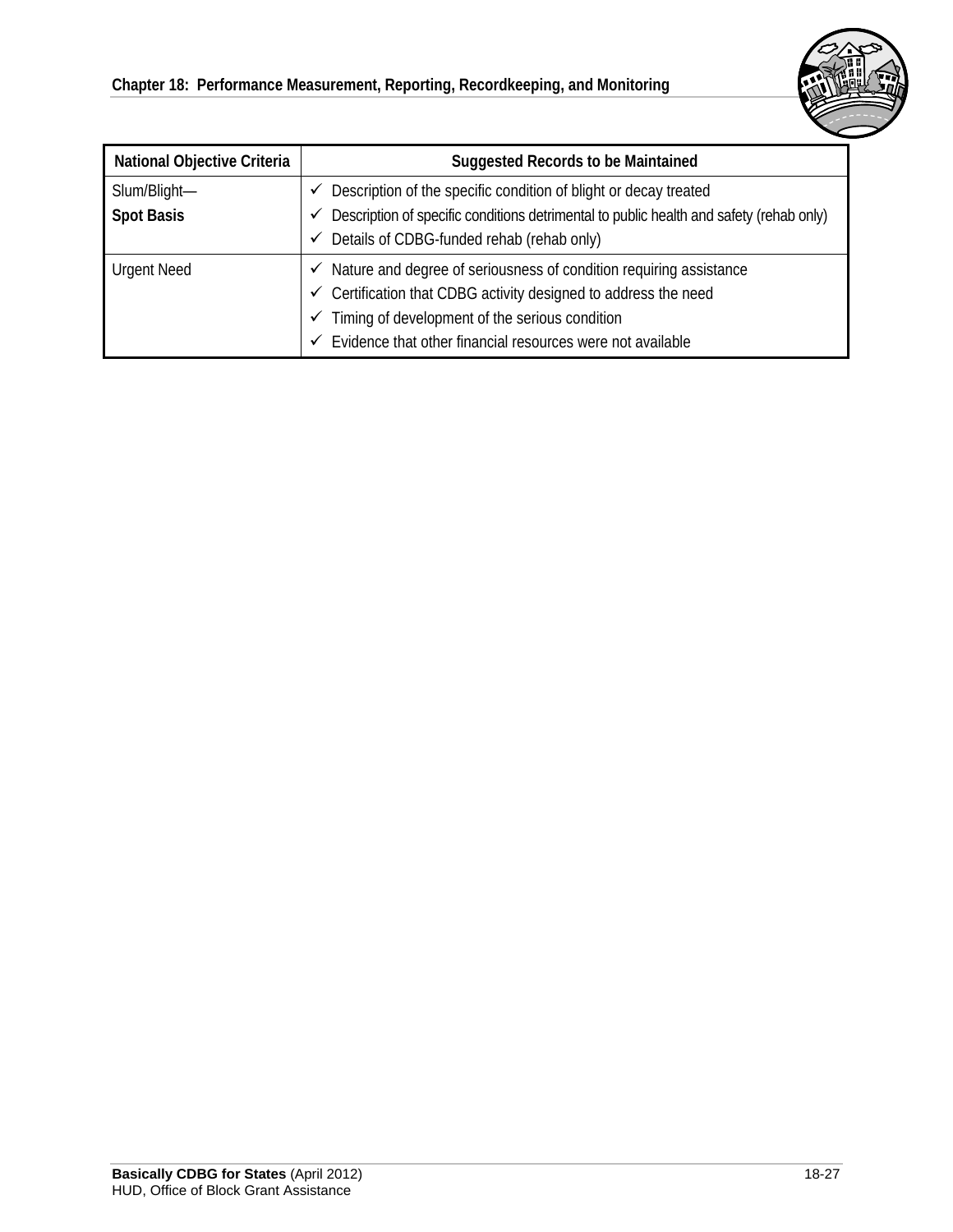| National Objective Criteria | Suggested Records to be Maintained |
|---|---|
| Slum/Blight—<br>**Spot Basis** | ✓ Description of the specific condition of blight or decay treated<br>✓ Description of specific conditions detrimental to public health and safety (rehab only)<br>✓ Details of CDBG-funded rehab (rehab only) |
| Urgent Need | ✓ Nature and degree of seriousness of condition requiring assistance<br>✓ Certification that CDBG activity designed to address the need<br>✓ Timing of development of the serious condition<br>✓ Evidence that other financial resources were not available |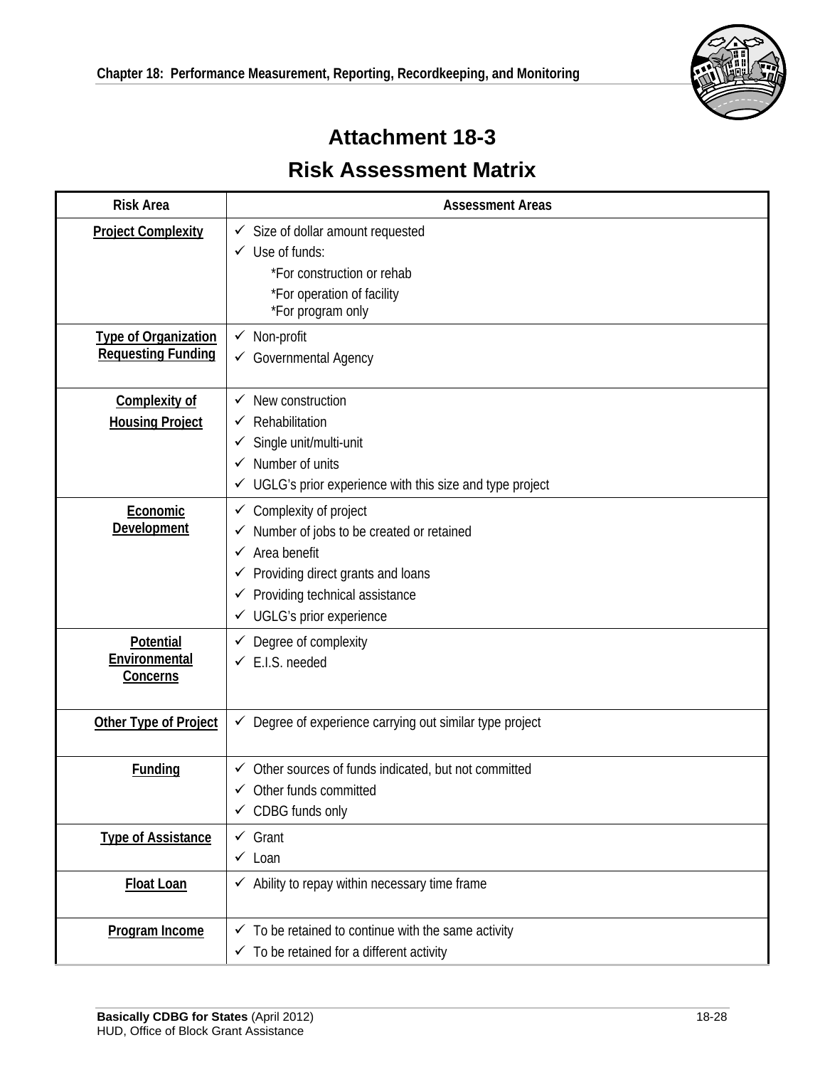# Attachment 18-3

## Risk Assessment Matrix

| Risk Area | Assessment Areas |
|---|---|
| Project Complexity | ✓ Size of dollar amount requested<br>✓ Use of funds:<br>*For construction or rehab<br>*For operation of facility<br>*For program only |
| Type of Organization Requesting Funding | ✓ Non-profit<br>✓ Governmental Agency |
| Complexity of Housing Project | ✓ New construction<br>✓ Rehabilitation<br>✓ Single unit/multi-unit<br>✓ Number of units<br>✓ UGLG's prior experience with this size and type project |
| Economic Development | ✓ Complexity of project<br>✓ Number of jobs to be created or retained<br>✓ Area benefit<br>✓ Providing direct grants and loans<br>✓ Providing technical assistance<br>✓ UGLG's prior experience |
| Potential Environmental Concerns | ✓ Degree of complexity<br>✓ E.I.S. needed |
| Other Type of Project | ✓ Degree of experience carrying out similar type project |
| Funding | ✓ Other sources of funds indicated, but not committed<br>✓ Other funds committed<br>✓ CDBG funds only |
| Type of Assistance | ✓ Grant<br>✓ Loan |
| Float Loan | ✓ Ability to repay within necessary time frame |
| Program Income | ✓ To be retained to continue with the same activity<br>✓ To be retained for a different activity |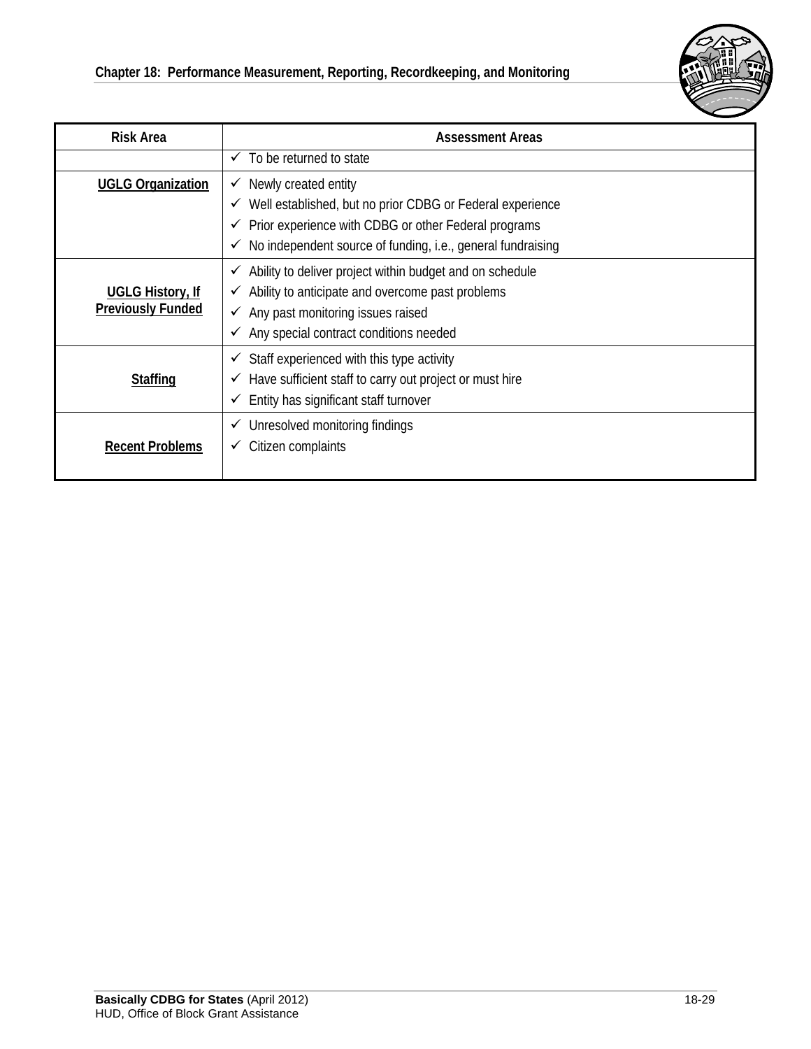| Risk Area | Assessment Areas |
| --- | --- |
| | ✓ To be returned to state |
| **UGLG Organization** | ✓ Newly created entity<br>✓ Well established, but no prior CDBG or Federal experience<br>✓ Prior experience with CDBG or other Federal programs<br>✓ No independent source of funding, i.e., general fundraising |
| **UGLG History, If Previously Funded** | ✓ Ability to deliver project within budget and on schedule<br>✓ Ability to anticipate and overcome past problems<br>✓ Any past monitoring issues raised<br>✓ Any special contract conditions needed |
| **Staffing** | ✓ Staff experienced with this type activity<br>✓ Have sufficient staff to carry out project or must hire<br>✓ Entity has significant staff turnover |
| **Recent Problems** | ✓ Unresolved monitoring findings<br>✓ Citizen complaints |